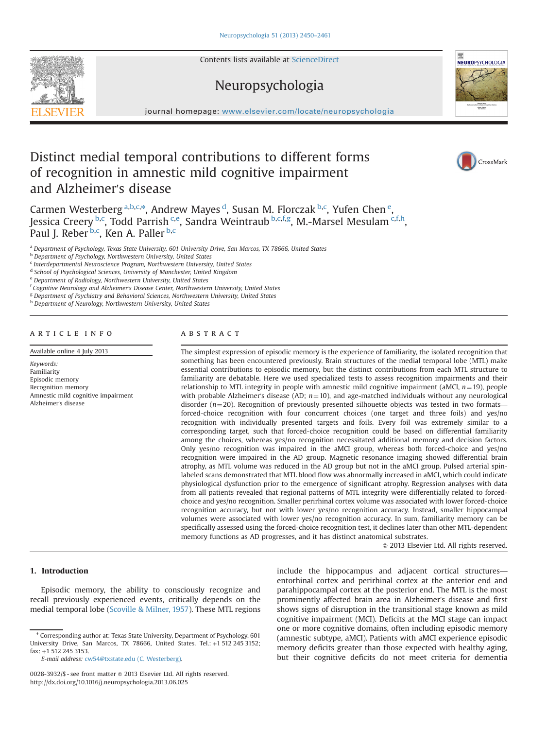# Distinct medial temporal contributions to different forms of recognition in amnestic mild cognitive impairment and Alzheimer's disease

Carmen Westerberg [a,b,c,*], Andrew Mayes [d], Susan M. Florczak [b,c], Yufen Chen [e], Jessica Creery [b,c], Todd Parrish [c,e], Sandra Weintraub [b,c,f,g], M.-Marsel Mesulam [c,f,h], Paul J. Reber [b,c], Ken A. Paller [b,c]

[a] Department of Psychology, Texas State University, 601 University Drive, San Marcos, TX 78666, United States
[b] Department of Psychology, Northwestern University, United States
[c] Interdepartmental Neuroscience Program, Northwestern University, United States
[d] School of Psychological Sciences, University of Manchester, United Kingdom
[e] Department of Radiology, Northwestern University, United States
[f] Cognitive Neurology and Alzheimer's Disease Center, Northwestern University, United States
[g] Department of Psychiatry and Behavioral Sciences, Northwestern University, United States
[h] Department of Neurology, Northwestern University, United States

## ARTICLE INFO

Available online 4 July 2013

*Keywords:*
Familiarity
Episodic memory
Recognition memory
Amnestic mild cognitive impairment
Alzheimer's disease

## ABSTRACT

The simplest expression of episodic memory is the experience of familiarity, the isolated recognition that something has been encountered previously. Brain structures of the medial temporal lobe (MTL) make essential contributions to episodic memory, but the distinct contributions from each MTL structure to familiarity are debatable. Here we used specialized tests to assess recognition impairments and their relationship to MTL integrity in people with amnestic mild cognitive impairment (aMCI, $n=19$), people with probable Alzheimer's disease (AD; $n=10$), and age-matched individuals without any neurological disorder ($n=20$). Recognition of previously presented silhouette objects was tested in two formats—forced-choice recognition with four concurrent choices (one target and three foils) and yes/no recognition with individually presented targets and foils. Every foil was extremely similar to a corresponding target, such that forced-choice recognition could be based on differential familiarity among the choices, whereas yes/no recognition necessitated additional memory and decision factors. Only yes/no recognition was impaired in the aMCI group, whereas both forced-choice and yes/no recognition were impaired in the AD group. Magnetic resonance imaging showed differential brain atrophy, as MTL volume was reduced in the AD group but not in the aMCI group. Pulsed arterial spin-labeled scans demonstrated that MTL blood flow was abnormally increased in aMCI, which could indicate physiological dysfunction prior to the emergence of significant atrophy. Regression analyses with data from all patients revealed that regional patterns of MTL integrity were differentially related to forced-choice and yes/no recognition. Smaller perirhinal cortex volume was associated with lower forced-choice recognition accuracy, but not with lower yes/no recognition accuracy. Instead, smaller hippocampal volumes were associated with lower yes/no recognition accuracy. In sum, familiarity memory can be specifically assessed using the forced-choice recognition test, it declines later than other MTL-dependent memory functions as AD progresses, and it has distinct anatomical substrates.

© 2013 Elsevier Ltd. All rights reserved.

## 1. Introduction

Episodic memory, the ability to consciously recognize and recall previously experienced events, critically depends on the medial temporal lobe (Scoville & Milner, 1957). These MTL regions include the hippocampus and adjacent cortical structures—entorhinal cortex and perirhinal cortex at the anterior end and parahippocampal cortex at the posterior end. The MTL is the most prominently affected brain area in Alzheimer's disease and first shows signs of disruption in the transitional stage known as mild cognitive impairment (MCI). Deficits at the MCI stage can impact one or more cognitive domains, often including episodic memory (amnestic subtype, aMCI). Patients with aMCI experience episodic memory deficits greater than those expected with healthy aging, but their cognitive deficits do not meet criteria for dementia

---

* Corresponding author at: Texas State University, Department of Psychology, 601 University Drive, San Marcos, TX 78666, United States. Tel.: +1 512 245 3152; fax: +1 512 245 3153.
*E-mail address:* cw54@txstate.edu (C. Westerberg).

0028-3932/$ - see front matter © 2013 Elsevier Ltd. All rights reserved.
http://dx.doi.org/10.1016/j.neuropsychologia.2013.06.025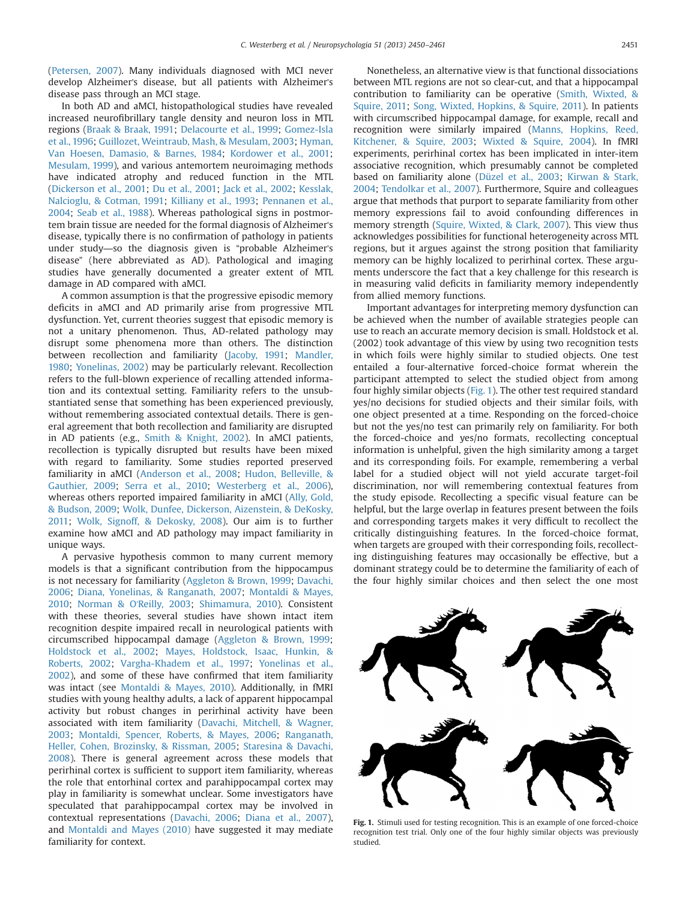(Petersen, 2007). Many individuals diagnosed with MCI never develop Alzheimer's disease, but all patients with Alzheimer's disease pass through an MCI stage.

In both AD and aMCI, histopathological studies have revealed increased neurofibrillary tangle density and neuron loss in MTL regions (Braak & Braak, 1991; Delacourte et al., 1999; Gomez-Isla et al., 1996; Guillozet, Weintraub, Mash, & Mesulam, 2003; Hyman, Van Hoesen, Damasio, & Barnes, 1984; Kordower et al., 2001; Mesulam, 1999), and various antemortem neuroimaging methods have indicated atrophy and reduced function in the MTL (Dickerson et al., 2001; Du et al., 2001; Jack et al., 2002; Kesslak, Nalcioglu, & Cotman, 1991; Killiany et al., 1993; Pennanen et al., 2004; Seab et al., 1988). Whereas pathological signs in postmortem brain tissue are needed for the formal diagnosis of Alzheimer's disease, typically there is no confirmation of pathology in patients under study—so the diagnosis given is "probable Alzheimer's disease" (here abbreviated as AD). Pathological and imaging studies have generally documented a greater extent of MTL damage in AD compared with aMCI.

A common assumption is that the progressive episodic memory deficits in aMCI and AD primarily arise from progressive MTL dysfunction. Yet, current theories suggest that episodic memory is not a unitary phenomenon. Thus, AD-related pathology may disrupt some phenomena more than others. The distinction between recollection and familiarity (Jacoby, 1991; Mandler, 1980; Yonelinas, 2002) may be particularly relevant. Recollection refers to the full-blown experience of recalling attended information and its contextual setting. Familiarity refers to the unsubstantiated sense that something has been experienced previously, without remembering associated contextual details. There is general agreement that both recollection and familiarity are disrupted in AD patients (e.g., Smith & Knight, 2002). In aMCI patients, recollection is typically disrupted but results have been mixed with regard to familiarity. Some studies reported preserved familiarity in aMCI (Anderson et al., 2008; Hudon, Belleville, & Gauthier, 2009; Serra et al., 2010; Westerberg et al., 2006), whereas others reported impaired familiarity in aMCI (Ally, Gold, & Budson, 2009; Wolk, Dunfee, Dickerson, Aizenstein, & DeKosky, 2011; Wolk, Signoff, & Dekosky, 2008). Our aim is to further examine how aMCI and AD pathology may impact familiarity in unique ways.

A pervasive hypothesis common to many current memory models is that a significant contribution from the hippocampus is not necessary for familiarity (Aggleton & Brown, 1999; Davachi, 2006; Diana, Yonelinas, & Ranganath, 2007; Montaldi & Mayes, 2010; Norman & O'Reilly, 2003; Shimamura, 2010). Consistent with these theories, several studies have shown intact item recognition despite impaired recall in neurological patients with circumscribed hippocampal damage (Aggleton & Brown, 1999; Holdstock et al., 2002; Mayes, Holdstock, Isaac, Hunkin, & Roberts, 2002; Vargha-Khadem et al., 1997; Yonelinas et al., 2002), and some of these have confirmed that item familiarity was intact (see Montaldi & Mayes, 2010). Additionally, in fMRI studies with young healthy adults, a lack of apparent hippocampal activity but robust changes in perirhinal activity have been associated with item familiarity (Davachi, Mitchell, & Wagner, 2003; Montaldi, Spencer, Roberts, & Mayes, 2006; Ranganath, Heller, Cohen, Brozinsky, & Rissman, 2005; Staresina & Davachi, 2008). There is general agreement across these models that perirhinal cortex is sufficient to support item familiarity, whereas the role that entorhinal cortex and parahippocampal cortex may play in familiarity is somewhat unclear. Some investigators have speculated that parahippocampal cortex may be involved in contextual representations (Davachi, 2006; Diana et al., 2007), and Montaldi and Mayes (2010) have suggested it may mediate familiarity for context.

Nonetheless, an alternative view is that functional dissociations between MTL regions are not so clear-cut, and that a hippocampal contribution to familiarity can be operative (Smith, Wixted, & Squire, 2011; Song, Wixted, Hopkins, & Squire, 2011). In patients with circumscribed hippocampal damage, for example, recall and recognition were similarly impaired (Manns, Hopkins, Reed, Kitchener, & Squire, 2003; Wixted & Squire, 2004). In fMRI experiments, perirhinal cortex has been implicated in inter-item associative recognition, which presumably cannot be completed based on familiarity alone (Düzel et al., 2003; Kirwan & Stark, 2004; Tendolkar et al., 2007). Furthermore, Squire and colleagues argue that methods that purport to separate familiarity from other memory expressions fail to avoid confounding differences in memory strength (Squire, Wixted, & Clark, 2007). This view thus acknowledges possibilities for functional heterogeneity across MTL regions, but it argues against the strong position that familiarity memory can be highly localized to perirhinal cortex. These arguments underscore the fact that a key challenge for this research is in measuring valid deficits in familiarity memory independently from allied memory functions.

Important advantages for interpreting memory dysfunction can be achieved when the number of available strategies people can use to reach an accurate memory decision is small. Holdstock et al. (2002) took advantage of this view by using two recognition tests in which foils were highly similar to studied objects. One test entailed a four-alternative forced-choice format wherein the participant attempted to select the studied object from among four highly similar objects (Fig. 1). The other test required standard yes/no decisions for studied objects and their similar foils, with one object presented at a time. Responding on the forced-choice but not the yes/no test can primarily rely on familiarity. For both the forced-choice and yes/no formats, recollecting conceptual information is unhelpful, given the high similarity among a target and its corresponding foils. For example, remembering a verbal label for a studied object will not yield accurate target-foil discrimination, nor will remembering contextual features from the study episode. Recollecting a specific visual feature can be helpful, but the large overlap in features present between the foils and corresponding targets makes it very difficult to recollect the critically distinguishing features. In the forced-choice format, when targets are grouped with their corresponding foils, recollecting distinguishing features may occasionally be effective, but a dominant strategy could be to determine the familiarity of each of the four highly similar choices and then select the one most

**Fig. 1.** Stimuli used for testing recognition. This is an example of one forced-choice recognition test trial. Only one of the four highly similar objects was previously studied.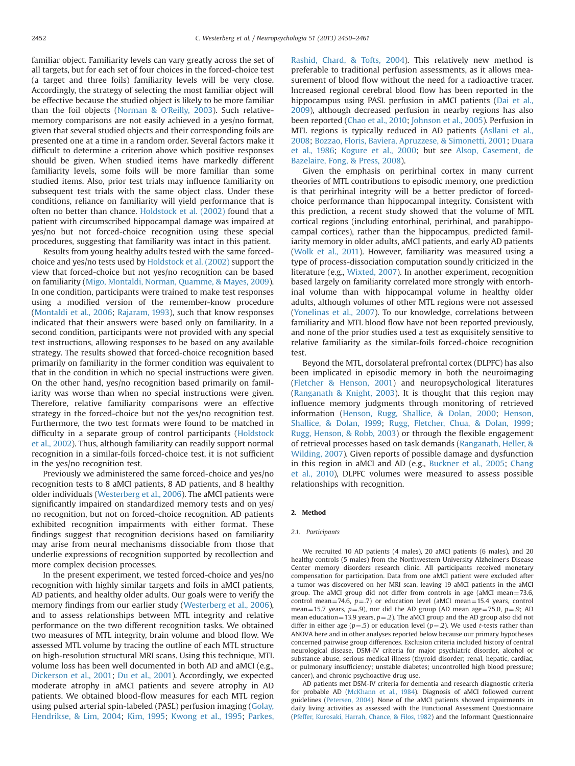familiar object. Familiarity levels can vary greatly across the set of all targets, but for each set of four choices in the forced-choice test (a target and three foils) familiarity levels will be very close. Accordingly, the strategy of selecting the most familiar object will be effective because the studied object is likely to be more familiar than the foil objects (Norman & O'Reilly, 2003). Such relative-memory comparisons are not easily achieved in a yes/no format, given that several studied objects and their corresponding foils are presented one at a time in a random order. Several factors make it difficult to determine a criterion above which positive responses should be given. When studied items have markedly different familiarity levels, some foils will be more familiar than some studied items. Also, prior test trials may influence familiarity on subsequent test trials with the same object class. Under these conditions, reliance on familiarity will yield performance that is often no better than chance. Holdstock et al. (2002) found that a patient with circumscribed hippocampal damage was impaired at yes/no but not forced-choice recognition using these special procedures, suggesting that familiarity was intact in this patient.

Results from young healthy adults tested with the same forced-choice and yes/no tests used by Holdstock et al. (2002) support the view that forced-choice but not yes/no recognition can be based on familiarity (Migo, Montaldi, Norman, Quamme, & Mayes, 2009). In one condition, participants were trained to make test responses using a modified version of the remember-know procedure (Montaldi et al., 2006; Rajaram, 1993), such that know responses indicated that their answers were based only on familiarity. In a second condition, participants were not provided with any special test instructions, allowing responses to be based on any available strategy. The results showed that forced-choice recognition based primarily on familiarity in the former condition was equivalent to that in the condition in which no special instructions were given. On the other hand, yes/no recognition based primarily on familiarity was worse than when no special instructions were given. Therefore, relative familiarity comparisons were an effective strategy in the forced-choice but not the yes/no recognition test. Furthermore, the two test formats were found to be matched in difficulty in a separate group of control participants (Holdstock et al., 2002). Thus, although familiarity can readily support normal recognition in a similar-foils forced-choice test, it is not sufficient in the yes/no recognition test.

Previously we administered the same forced-choice and yes/no recognition tests to 8 aMCI patients, 8 AD patients, and 8 healthy older individuals (Westerberg et al., 2006). The aMCI patients were significantly impaired on standardized memory tests and on yes/no recognition, but not on forced-choice recognition. AD patients exhibited recognition impairments with either format. These findings suggest that recognition decisions based on familiarity may arise from neural mechanisms dissociable from those that underlie expressions of recognition supported by recollection and more complex decision processes.

In the present experiment, we tested forced-choice and yes/no recognition with highly similar targets and foils in aMCI patients, AD patients, and healthy older adults. Our goals were to verify the memory findings from our earlier study (Westerberg et al., 2006), and to assess relationships between MTL integrity and relative performance on the two different recognition tasks. We obtained two measures of MTL integrity, brain volume and blood flow. We assessed MTL volume by tracing the outline of each MTL structure on high-resolution structural MRI scans. Using this technique, MTL volume loss has been well documented in both AD and aMCI (e.g., Dickerson et al., 2001; Du et al., 2001). Accordingly, we expected moderate atrophy in aMCI patients and severe atrophy in AD patients. We obtained blood-flow measures for each MTL region using pulsed arterial spin-labeled (PASL) perfusion imaging (Golay, Hendrikse, & Lim, 2004; Kim, 1995; Kwong et al., 1995; Parkes, Rashid, Chard, & Tofts, 2004). This relatively new method is preferable to traditional perfusion assessments, as it allows measurement of blood flow without the need for a radioactive tracer. Increased regional cerebral blood flow has been reported in the hippocampus using PASL perfusion in aMCI patients (Dai et al., 2009), although decreased perfusion in nearby regions has also been reported (Chao et al., 2010; Johnson et al., 2005). Perfusion in MTL regions is typically reduced in AD patients (Asllani et al., 2008; Bozzao, Floris, Baviera, Apruzzese, & Simonetti, 2001; Duara et al., 1986; Kogure et al., 2000; but see Alsop, Casement, de Bazelaire, Fong, & Press, 2008).

Given the emphasis on perirhinal cortex in many current theories of MTL contributions to episodic memory, one prediction is that perirhinal integrity will be a better predictor of forced-choice performance than hippocampal integrity. Consistent with this prediction, a recent study showed that the volume of MTL cortical regions (including entorhinal, perirhinal, and parahippocampal cortices), rather than the hippocampus, predicted familiarity memory in older adults, aMCI patients, and early AD patients (Wolk et al., 2011). However, familiarity was measured using a type of process-dissociation computation soundly criticized in the literature (e.g., Wixted, 2007). In another experiment, recognition based largely on familiarity correlated more strongly with entorhinal volume than with hippocampal volume in healthy older adults, although volumes of other MTL regions were not assessed (Yonelinas et al., 2007). To our knowledge, correlations between familiarity and MTL blood flow have not been reported previously, and none of the prior studies used a test as exquisitely sensitive to relative familiarity as the similar-foils forced-choice recognition test.

Beyond the MTL, dorsolateral prefrontal cortex (DLPFC) has also been implicated in episodic memory in both the neuroimaging (Fletcher & Henson, 2001) and neuropsychological literatures (Ranganath & Knight, 2003). It is thought that this region may influence memory judgments through monitoring of retrieved information (Henson, Rugg, Shallice, & Dolan, 2000; Henson, Shallice, & Dolan, 1999; Rugg, Fletcher, Chua, & Dolan, 1999; Rugg, Henson, & Robb, 2003) or through the flexible engagement of retrieval processes based on task demands (Ranganath, Heller, & Wilding, 2007). Given reports of possible damage and dysfunction in this region in aMCI and AD (e.g., Buckner et al., 2005; Chang et al., 2010), DLPFC volumes were measured to assess possible relationships with recognition.

## 2. Method

### 2.1. Participants

We recruited 10 AD patients (4 males), 20 aMCI patients (6 males), and 20 healthy controls (5 males) from the Northwestern University Alzheimer's Disease Center memory disorders research clinic. All participants received monetary compensation for participation. Data from one aMCI patient were excluded after a tumor was discovered on her MRI scan, leaving 19 aMCI patients in the aMCI group. The aMCI group did not differ from controls in age (aMCI mean = 73.6, control mean = 74.6, $p = .7$) or education level (aMCI mean = 15.4 years, control mean = 15.7 years, $p = .9$), nor did the AD group (AD mean age = 75.0, $p = .9$; AD mean education = 13.9 years, $p = .2$). The aMCI group and the AD group also did not differ in either age ($p = .5$) or education level ($p = .2$). We used $t$-tests rather than ANOVA here and in other analyses reported below because our primary hypotheses concerned pairwise group differences. Exclusion criteria included history of central neurological disease, DSM-IV criteria for major psychiatric disorder, alcohol or substance abuse, serious medical illness (thyroid disorder; renal, hepatic, cardiac, or pulmonary insufficiency; unstable diabetes; uncontrolled high blood pressure; cancer), and chronic psychoactive drug use.

AD patients met DSM-IV criteria for dementia and research diagnostic criteria for probable AD (McKhann et al., 1984). Diagnosis of aMCI followed current guidelines (Petersen, 2004). None of the aMCI patients showed impairments in daily living activities as assessed with the Functional Assessment Questionnaire (Pfeffer, Kurosaki, Harrah, Chance, & Filos, 1982) and the Informant Questionnaire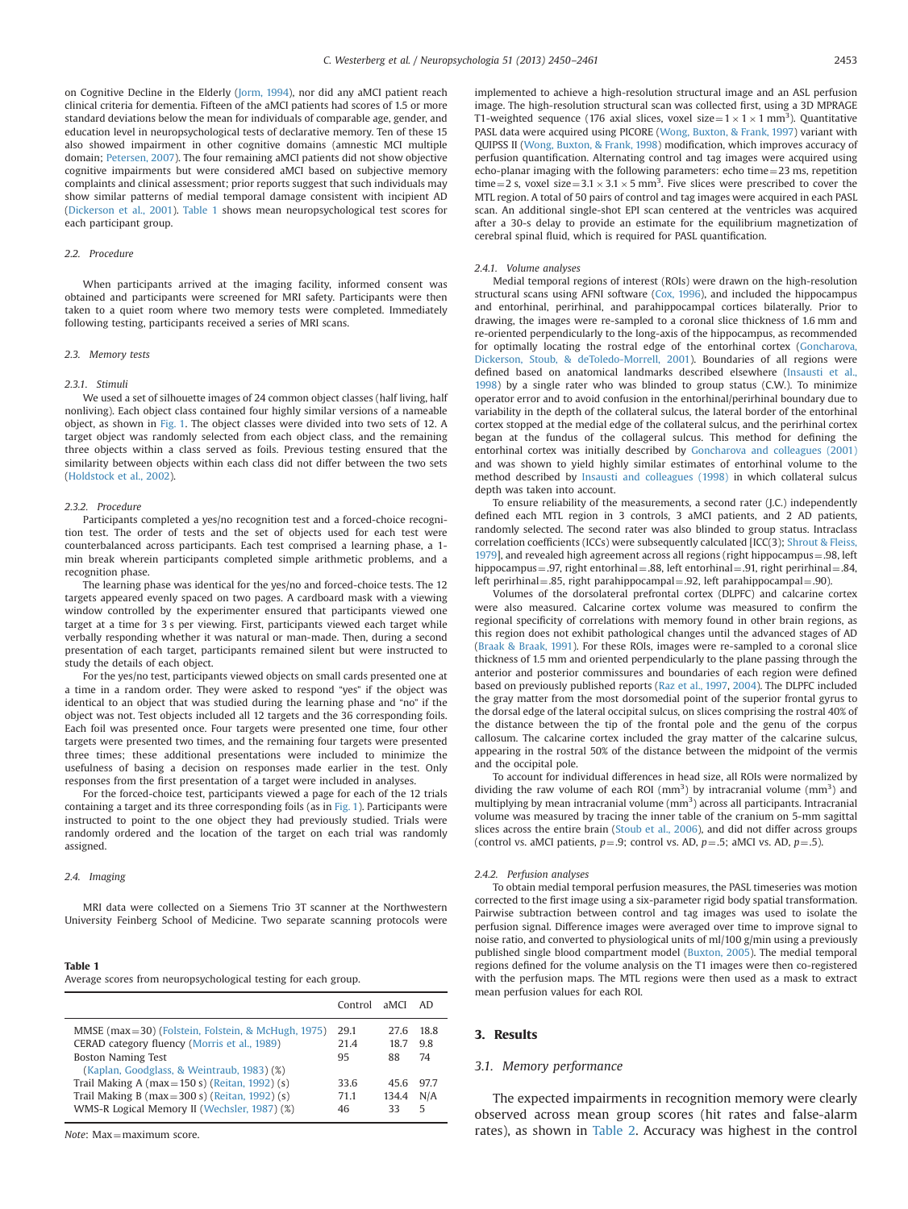on Cognitive Decline in the Elderly (Jorm, 1994), nor did any aMCI patient reach clinical criteria for dementia. Fifteen of the aMCI patients had scores of 1.5 or more standard deviations below the mean for individuals of comparable age, gender, and education level in neuropsychological tests of declarative memory. Ten of these 15 also showed impairment in other cognitive domains (amnestic MCI multiple domain; Petersen, 2007). The four remaining aMCI patients did not show objective cognitive impairments but were considered aMCI based on subjective memory complaints and clinical assessment; prior reports suggest that such individuals may show similar patterns of medial temporal damage consistent with incipient AD (Dickerson et al., 2001). Table 1 shows mean neuropsychological test scores for each participant group.

### 2.2. Procedure

When participants arrived at the imaging facility, informed consent was obtained and participants were screened for MRI safety. Participants were then taken to a quiet room where two memory tests were completed. Immediately following testing, participants received a series of MRI scans.

### 2.3. Memory tests

#### 2.3.1. Stimuli

We used a set of silhouette images of 24 common object classes (half living, half nonliving). Each object class contained four highly similar versions of a nameable object, as shown in Fig. 1. The object classes were divided into two sets of 12. A target object was randomly selected from each object class, and the remaining three objects within a class served as foils. Previous testing ensured that the similarity between objects within each class did not differ between the two sets (Holdstock et al., 2002).

#### 2.3.2. Procedure

Participants completed a yes/no recognition test and a forced-choice recognition test. The order of tests and the set of objects used for each test were counterbalanced across participants. Each test comprised a learning phase, a 1-min break wherein participants completed simple arithmetic problems, and a recognition phase.

The learning phase was identical for the yes/no and forced-choice tests. The 12 targets appeared evenly spaced on two pages. A cardboard mask with a viewing window controlled by the experimenter ensured that participants viewed one target at a time for 3 s per viewing. First, participants viewed each target while verbally responding whether it was natural or man-made. Then, during a second presentation of each target, participants remained silent but were instructed to study the details of each object.

For the yes/no test, participants viewed objects on small cards presented one at a time in a random order. They were asked to respond "yes" if the object was identical to an object that was studied during the learning phase and "no" if the object was not. Test objects included all 12 targets and the 36 corresponding foils. Each foil was presented once. Four targets were presented one time, four other targets were presented two times, and the remaining four targets were presented three times; these additional presentations were included to minimize the usefulness of basing a decision on responses made earlier in the test. Only responses from the first presentation of a target were included in analyses.

For the forced-choice test, participants viewed a page for each of the 12 trials containing a target and its three corresponding foils (as in Fig. 1). Participants were instructed to point to the one object they had previously studied. Trials were randomly ordered and the location of the target on each trial was randomly assigned.

### 2.4. Imaging

MRI data were collected on a Siemens Trio 3T scanner at the Northwestern University Feinberg School of Medicine. Two separate scanning protocols were implemented to achieve a high-resolution structural image and an ASL perfusion image. The high-resolution structural scan was collected first, using a 3D MPRAGE T1-weighted sequence (176 axial slices, voxel size $=1\times1\times1$ mm$^3$). Quantitative PASL data were acquired using PICORE (Wong, Buxton, & Frank, 1997) variant with QUIPSS II (Wong, Buxton, & Frank, 1998) modification, which improves accuracy of perfusion quantification. Alternating control and tag images were acquired using echo-planar imaging with the following parameters: echo time = 23 ms, repetition time = 2 s, voxel size $=3.1\times3.1\times5$ mm$^3$. Five slices were prescribed to cover the MTL region. A total of 50 pairs of control and tag images were acquired in each PASL scan. An additional single-shot EPI scan centered at the ventricles was acquired after a 30-s delay to provide an estimate for the equilibrium magnetization of cerebral spinal fluid, which is required for PASL quantification.

#### 2.4.1. Volume analyses

Medial temporal regions of interest (ROIs) were drawn on the high-resolution structural scans using AFNI software (Cox, 1996), and included the hippocampus and entorhinal, perirhinal, and parahippocampal cortices bilaterally. Prior to drawing, the images were re-sampled to a coronal slice thickness of 1.6 mm and re-oriented perpendicularly to the long-axis of the hippocampus, as recommended for optimally locating the rostral edge of the entorhinal cortex (Goncharova, Dickerson, Stoub, & deToledo-Morrell, 2001). Boundaries of all regions were defined based on anatomical landmarks described elsewhere (Insausti et al., 1998) by a single rater who was blinded to group status (C.W.). To minimize operator error and to avoid confusion in the entorhinal/perirhinal boundary due to variability in the depth of the collateral sulcus, the lateral border of the entorhinal cortex stopped at the medial edge of the collateral sulcus, and the perirhinal cortex began at the fundus of the collageral sulcus. This method for defining the entorhinal cortex was initially described by Goncharova and colleagues (2001) and was shown to yield highly similar estimates of entorhinal volume to the method described by Insausti and colleagues (1998) in which collateral sulcus depth was taken into account.

To ensure reliability of the measurements, a second rater (J.C.) independently defined each MTL region in 3 controls, 3 aMCI patients, and 2 AD patients, randomly selected. The second rater was also blinded to group status. Intraclass correlation coefficients (ICCs) were subsequently calculated [ICC(3); Shrout & Fleiss, 1979], and revealed high agreement across all regions (right hippocampus = .98, left hippocampus = .97, right entorhinal = .88, left entorhinal = .91, right perirhinal = .84, left perirhinal = .85, right parahippocampal = .92, left parahippocampal = .90).

Volumes of the dorsolateral prefrontal cortex (DLPFC) and calcarine cortex were also measured. Calcarine cortex volume was measured to confirm the regional specificity of correlations with memory found in other brain regions, as this region does not exhibit pathological changes until the advanced stages of AD (Braak & Braak, 1991). For these ROIs, images were re-sampled to a coronal slice thickness of 1.5 mm and oriented perpendicularly to the plane passing through the anterior and posterior commissures and boundaries of each region were defined based on previously published reports (Raz et al., 1997, 2004). The DLPFC included the gray matter from the most dorsomedial point of the superior frontal gyrus to the dorsal edge of the lateral occipital sulcus, on slices comprising the rostral 40% of the distance between the tip of the frontal pole and the genu of the corpus callosum. The calcarine cortex included the gray matter of the calcarine sulcus, appearing in the rostral 50% of the distance between the midpoint of the vermis and the occipital pole.

To account for individual differences in head size, all ROIs were normalized by dividing the raw volume of each ROI (mm$^3$) by intracranial volume (mm$^3$) and multiplying by mean intracranial volume (mm$^3$) across all participants. Intracranial volume was measured by tracing the inner table of the cranium on 5-mm sagittal slices across the entire brain (Stoub et al., 2006), and did not differ across groups (control vs. aMCI patients, $p=.9$; control vs. AD, $p=.5$; aMCI vs. AD, $p=.5$).

#### 2.4.2. Perfusion analyses

To obtain medial temporal perfusion measures, the PASL timeseries was motion corrected to the first image using a six-parameter rigid body spatial transformation. Pairwise subtraction between control and tag images was used to isolate the perfusion signal. Difference images were averaged over time to improve signal to noise ratio, and converted to physiological units of ml/100 g/min using a previously published single blood compartment model (Buxton, 2005). The medial temporal regions defined for the volume analysis on the T1 images were then co-registered with the perfusion maps. The MTL regions were then used as a mask to extract mean perfusion values for each ROI.

**Table 1**
Average scores from neuropsychological testing for each group.

| | Control | aMCI | AD |
|---|---|---|---|
| MMSE (max = 30) (Folstein, Folstein, & McHugh, 1975) | 29.1 | 27.6 | 18.8 |
| CERAD category fluency (Morris et al., 1989) | 21.4 | 18.7 | 9.8 |
| Boston Naming Test (Kaplan, Goodglass, & Weintraub, 1983) (%) | 95 | 88 | 74 |
| Trail Making A (max = 150 s) (Reitan, 1992) (s) | 33.6 | 45.6 | 97.7 |
| Trail Making B (max = 300 s) (Reitan, 1992) (s) | 71.1 | 134.4 | N/A |
| WMS-R Logical Memory II (Wechsler, 1987) (%) | 46 | 33 | 5 |

*Note*: Max = maximum score.

## 3. Results

### 3.1. Memory performance

The expected impairments in recognition memory were clearly observed across mean group scores (hit rates and false-alarm rates), as shown in Table 2. Accuracy was highest in the control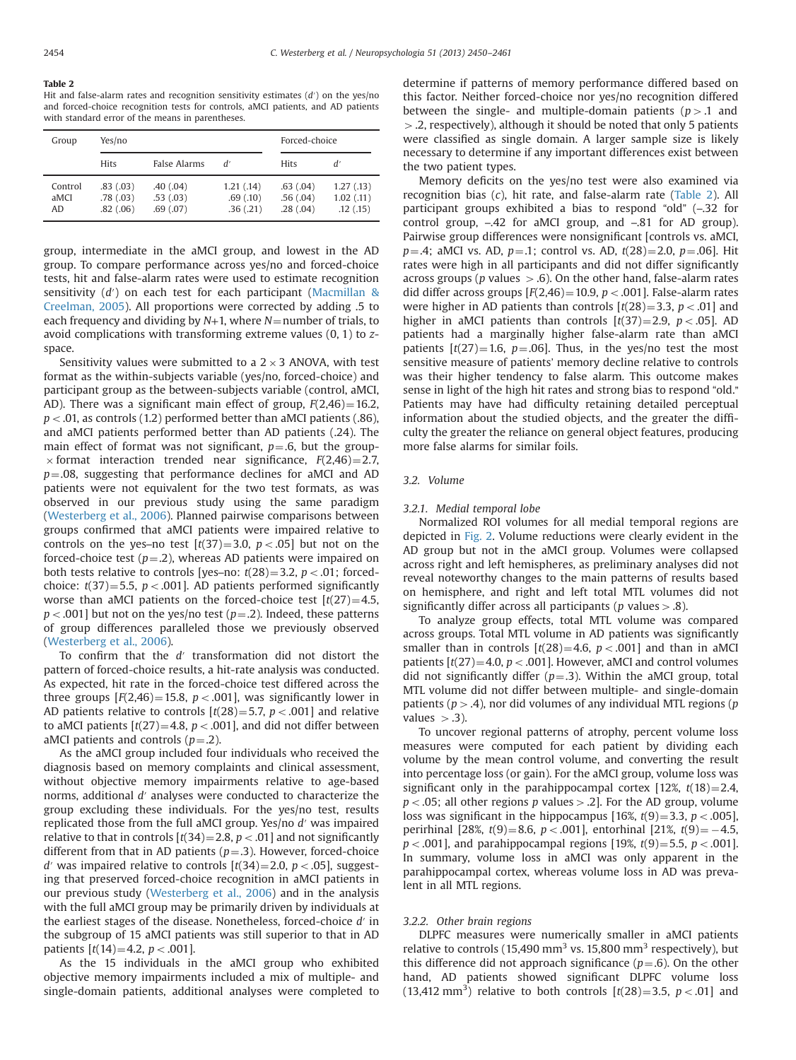**Table 2**
Hit and false-alarm rates and recognition sensitivity estimates ($d'$) on the yes/no and forced-choice recognition tests for controls, aMCI patients, and AD patients with standard error of the means in parentheses.

| Group | Yes/no | | | Forced-choice | |
|---|---|---|---|---|---|
| | Hits | False Alarms | $d'$ | Hits | $d'$ |
| Control | .83 (.03) | .40 (.04) | 1.21 (.14) | .63 (.04) | 1.27 (.13) |
| aMCI | .78 (.03) | .53 (.03) | .69 (.10) | .56 (.04) | 1.02 (.11) |
| AD | .82 (.06) | .69 (.07) | .36 (.21) | .28 (.04) | .12 (.15) |

group, intermediate in the aMCI group, and lowest in the AD group. To compare performance across yes/no and forced-choice tests, hit and false-alarm rates were used to estimate recognition sensitivity ($d'$) on each test for each participant (Macmillan & Creelman, 2005). All proportions were corrected by adding .5 to each frequency and dividing by $N$+1, where $N$=number of trials, to avoid complications with transforming extreme values (0, 1) to $z$-space.

Sensitivity values were submitted to a $2 \times 3$ ANOVA, with test format as the within-subjects variable (yes/no, forced-choice) and participant group as the between-subjects variable (control, aMCI, AD). There was a significant main effect of group, $F(2,46)=16.2$, $p<.01$, as controls (1.2) performed better than aMCI patients (.86), and aMCI patients performed better than AD patients (.24). The main effect of format was not significant, $p=.6$, but the group-$\times$format interaction trended near significance, $F(2,46)=2.7$, $p=.08$, suggesting that performance declines for aMCI and AD patients were not equivalent for the two test formats, as was observed in our previous study using the same paradigm (Westerberg et al., 2006). Planned pairwise comparisons between groups confirmed that aMCI patients were impaired relative to controls on the yes–no test [$t(37)=3.0$, $p<.05$] but not on the forced-choice test ($p=.2$), whereas AD patients were impaired on both tests relative to controls [yes–no: $t(28)=3.2$, $p<.01$; forced-choice: $t(37)=5.5$, $p<.001$]. AD patients performed significantly worse than aMCI patients on the forced-choice test [$t(27)=4.5$, $p<.001$] but not on the yes/no test ($p=.2$). Indeed, these patterns of group differences paralleled those we previously observed (Westerberg et al., 2006).

To confirm that the $d'$ transformation did not distort the pattern of forced-choice results, a hit-rate analysis was conducted. As expected, hit rate in the forced-choice test differed across the three groups [$F(2,46)=15.8$, $p<.001$], was significantly lower in AD patients relative to controls [$t(28)=5.7$, $p<.001$] and relative to aMCI patients [$t(27)=4.8$, $p<.001$], and did not differ between aMCI patients and controls ($p=.2$).

As the aMCI group included four individuals who received the diagnosis based on memory complaints and clinical assessment, without objective memory impairments relative to age-based norms, additional $d'$ analyses were conducted to characterize the group excluding these individuals. For the yes/no test, results replicated those from the full aMCI group. Yes/no $d'$ was impaired relative to that in controls [$t(34)=2.8$, $p<.01$] and not significantly different from that in AD patients ($p=.3$). However, forced-choice $d'$ was impaired relative to controls [$t(34)=2.0$, $p<.05$], suggesting that preserved forced-choice recognition in aMCI patients in our previous study (Westerberg et al., 2006) and in the analysis with the full aMCI group may be primarily driven by individuals at the earliest stages of the disease. Nonetheless, forced-choice $d'$ in the subgroup of 15 aMCI patients was still superior to that in AD patients [$t(14)=4.2$, $p<.001$].

As the 15 individuals in the aMCI group who exhibited objective memory impairments included a mix of multiple- and single-domain patients, additional analyses were completed to determine if patterns of memory performance differed based on this factor. Neither forced-choice nor yes/no recognition differed between the single- and multiple-domain patients ($p>.1$ and $>.2$, respectively), although it should be noted that only 5 patients were classified as single domain. A larger sample size is likely necessary to determine if any important differences exist between the two patient types.

Memory deficits on the yes/no test were also examined via recognition bias ($c$), hit rate, and false-alarm rate (Table 2). All participant groups exhibited a bias to respond "old" (–.32 for control group, –.42 for aMCI group, and –.81 for AD group). Pairwise group differences were nonsignificant [controls vs. aMCI, $p=.4$; aMCI vs. AD, $p=.1$; control vs. AD, $t(28)=2.0$, $p=.06$]. Hit rates were high in all participants and did not differ significantly across groups ($p$ values $>.6$). On the other hand, false-alarm rates did differ across groups [$F(2,46)=10.9$, $p<.001$]. False-alarm rates were higher in AD patients than controls [$t(28)=3.3$, $p<.01$] and higher in aMCI patients than controls [$t(37)=2.9$, $p<.05$]. AD patients had a marginally higher false-alarm rate than aMCI patients [$t(27)=1.6$, $p=.06$]. Thus, in the yes/no test the most sensitive measure of patients' memory decline relative to controls was their higher tendency to false alarm. This outcome makes sense in light of the high hit rates and strong bias to respond "old." Patients may have had difficulty retaining detailed perceptual information about the studied objects, and the greater the difficulty the greater the reliance on general object features, producing more false alarms for similar foils.

### 3.2. Volume

#### 3.2.1. Medial temporal lobe

Normalized ROI volumes for all medial temporal regions are depicted in Fig. 2. Volume reductions were clearly evident in the AD group but not in the aMCI group. Volumes were collapsed across right and left hemispheres, as preliminary analyses did not reveal noteworthy changes to the main patterns of results based on hemisphere, and right and left total MTL volumes did not significantly differ across all participants ($p$ values $>.8$).

To analyze group effects, total MTL volume was compared across groups. Total MTL volume in AD patients was significantly smaller than in controls [$t(28)=4.6$, $p<.001$] and than in aMCI patients [$t(27)=4.0$, $p<.001$]. However, aMCI and control volumes did not significantly differ ($p=.3$). Within the aMCI group, total MTL volume did not differ between multiple- and single-domain patients ($p>.4$), nor did volumes of any individual MTL regions ($p$ values $>.3$).

To uncover regional patterns of atrophy, percent volume loss measures were computed for each patient by dividing each volume by the mean control volume, and converting the result into percentage loss (or gain). For the aMCI group, volume loss was significant only in the parahippocampal cortex [12%, $t(18)=2.4$, $p<.05$; all other regions $p$ values $>.2$]. For the AD group, volume loss was significant in the hippocampus [16%, $t(9)=3.3$, $p<.005$], perirhinal [28%, $t(9)=8.6$, $p<.001$], entorhinal [21%, $t(9)=-4.5$, $p<.001$], and parahippocampal regions [19%, $t(9)=5.5$, $p<.001$]. In summary, volume loss in aMCI was only apparent in the parahippocampal cortex, whereas volume loss in AD was prevalent in all MTL regions.

#### 3.2.2. Other brain regions

DLPFC measures were numerically smaller in aMCI patients relative to controls (15,490 mm$^3$ vs. 15,800 mm$^3$ respectively), but this difference did not approach significance ($p=.6$). On the other hand, AD patients showed significant DLPFC volume loss (13,412 mm$^3$) relative to both controls [$t(28)=3.5$, $p<.01$] and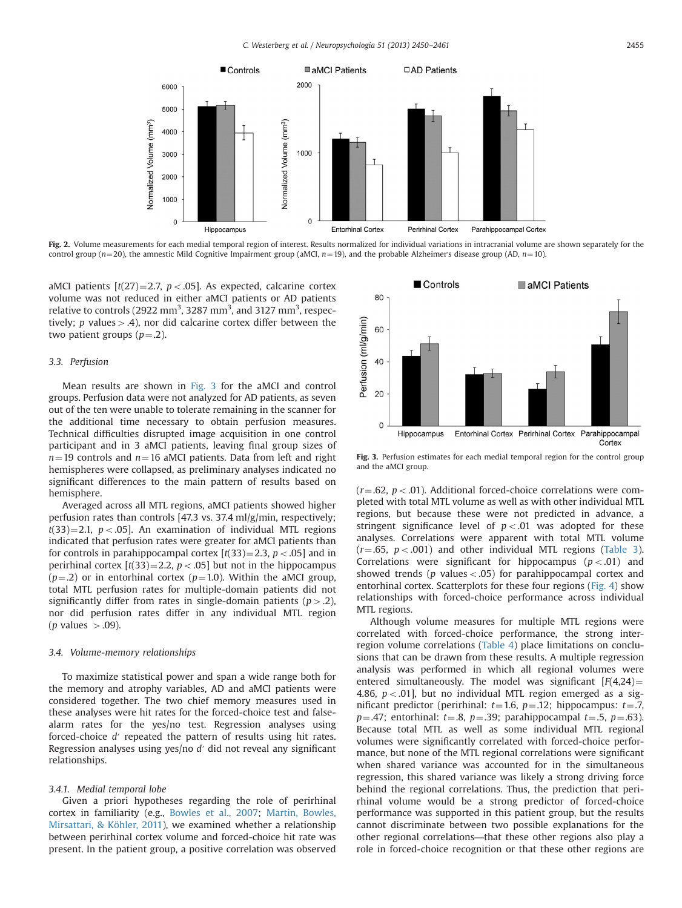Fig. 2. Volume measurements for each medial temporal region of interest. Results normalized for individual variations in intracranial volume are shown separately for the control group ($n$=20), the amnestic Mild Cognitive Impairment group (aMCI, $n$=19), and the probable Alzheimer's disease group (AD, $n$=10).

aMCI patients [$t(27)$=2.7, $p<.05$]. As expected, calcarine cortex volume was not reduced in either aMCI patients or AD patients relative to controls (2922 mm$^3$, 3287 mm$^3$, and 3127 mm$^3$, respectively; $p$ values > .4), nor did calcarine cortex differ between the two patient groups ($p$=.2).

### 3.3. Perfusion

Mean results are shown in Fig. 3 for the aMCI and control groups. Perfusion data were not analyzed for AD patients, as seven out of the ten were unable to tolerate remaining in the scanner for the additional time necessary to obtain perfusion measures. Technical difficulties disrupted image acquisition in one control participant and in 3 aMCI patients, leaving final group sizes of $n$=19 controls and $n$=16 aMCI patients. Data from left and right hemispheres were collapsed, as preliminary analyses indicated no significant differences to the main pattern of results based on hemisphere.

Averaged across all MTL regions, aMCI patients showed higher perfusion rates than controls [47.3 vs. 37.4 ml/g/min, respectively; $t(33)$=2.1, $p<.05$]. An examination of individual MTL regions indicated that perfusion rates were greater for aMCI patients than for controls in parahippocampal cortex [$t(33)$=2.3, $p<.05$] and in perirhinal cortex [$t(33)$=2.2, $p<.05$] but not in the hippocampus ($p$=.2) or in entorhinal cortex ($p$=1.0). Within the aMCI group, total MTL perfusion rates for multiple-domain patients did not significantly differ from rates in single-domain patients ($p>.2$), nor did perfusion rates differ in any individual MTL region ($p$ values > .09).

### 3.4. Volume-memory relationships

To maximize statistical power and span a wide range both for the memory and atrophy variables, AD and aMCI patients were considered together. The two chief memory measures used in these analyses were hit rates for the forced-choice test and false-alarm rates for the yes/no test. Regression analyses using forced-choice $d'$ repeated the pattern of results using hit rates. Regression analyses using yes/no $d'$ did not reveal any significant relationships.

#### 3.4.1. Medial temporal lobe

Given a priori hypotheses regarding the role of perirhinal cortex in familiarity (e.g., Bowles et al., 2007; Martin, Bowles, Mirsattari, & Köhler, 2011), we examined whether a relationship between perirhinal cortex volume and forced-choice hit rate was present. In the patient group, a positive correlation was observed

Fig. 3. Perfusion estimates for each medial temporal region for the control group and the aMCI group.

($r$=.62, $p<.01$). Additional forced-choice correlations were completed with total MTL volume as well as with other individual MTL regions, but because these were not predicted in advance, a stringent significance level of $p<.01$ was adopted for these analyses. Correlations were apparent with total MTL volume ($r$=.65, $p<.001$) and other individual MTL regions (Table 3). Correlations were significant for hippocampus ($p<.01$) and showed trends ($p$ values < .05) for parahippocampal cortex and entorhinal cortex. Scatterplots for these four regions (Fig. 4) show relationships with forced-choice performance across individual MTL regions.

Although volume measures for multiple MTL regions were correlated with forced-choice performance, the strong inter-region volume correlations (Table 4) place limitations on conclusions that can be drawn from these results. A multiple regression analysis was performed in which all regional volumes were entered simultaneously. The model was significant [$F(4,24)$= 4.86, $p<.01$], but no individual MTL region emerged as a significant predictor (perirhinal: $t$=1.6, $p$=.12; hippocampus: $t$=.7, $p$=.47; entorhinal: $t$=.8, $p$=.39; parahippocampal $t$=.5, $p$=.63). Because total MTL as well as some individual MTL regional volumes were significantly correlated with forced-choice performance, but none of the MTL regional correlations were significant when shared variance was accounted for in the simultaneous regression, this shared variance was likely a strong driving force behind the regional correlations. Thus, the prediction that perirhinal volume would be a strong predictor of forced-choice performance was supported in this patient group, but the results cannot discriminate between two possible explanations for the other regional correlations—that these other regions also play a role in forced-choice recognition or that these other regions are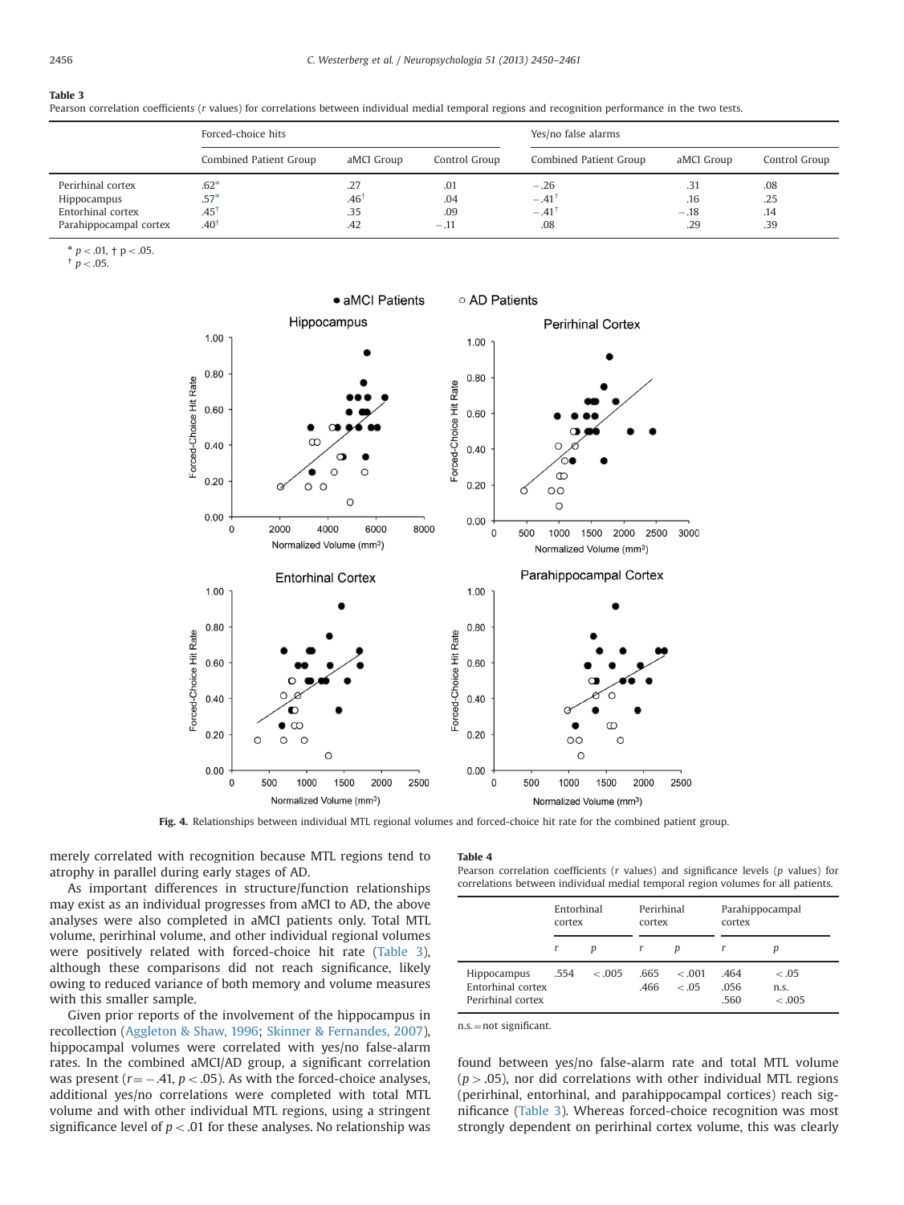**Table 3**
Pearson correlation coefficients (*r* values) for correlations between individual medial temporal regions and recognition performance in the two tests.

| | Forced-choice hits | | | Yes/no false alarms | | |
|---|---|---|---|---|---|---|
| | Combined Patient Group | aMCI Group | Control Group | Combined Patient Group | aMCI Group | Control Group |
| Perirhinal cortex | .62* | .27 | .01 | −.26 | .31 | .08 |
| Hippocampus | .57* | .46† | .04 | −.41† | .16 | .25 |
| Entorhinal cortex | .45† | .35 | .09 | −.41† | −.18 | .14 |
| Parahippocampal cortex | .40† | .42 | −.11 | .08 | .29 | .39 |

\* $p < .01$, † $p < .05$.
† $p < .05$.

Fig. 4. Relationships between individual MTL regional volumes and forced-choice hit rate for the combined patient group.

merely correlated with recognition because MTL regions tend to atrophy in parallel during early stages of AD.

As important differences in structure/function relationships may exist as an individual progresses from aMCI to AD, the above analyses were also completed in aMCI patients only. Total MTL volume, perirhinal volume, and other individual regional volumes were positively related with forced-choice hit rate (Table 3), although these comparisons did not reach significance, likely owing to reduced variance of both memory and volume measures with this smaller sample.

Given prior reports of the involvement of the hippocampus in recollection (Aggleton & Shaw, 1996; Skinner & Fernandes, 2007), hippocampal volumes were correlated with yes/no false-alarm rates. In the combined aMCI/AD group, a significant correlation was present ($r = -.41$, $p < .05$). As with the forced-choice analyses, additional yes/no correlations were completed with total MTL volume and with other individual MTL regions, using a stringent significance level of $p < .01$ for these analyses. No relationship was found between yes/no false-alarm rate and total MTL volume ($p > .05$), nor did correlations with other individual MTL regions (perirhinal, entorhinal, and parahippocampal cortices) reach significance (Table 3). Whereas forced-choice recognition was most strongly dependent on perirhinal cortex volume, this was clearly

**Table 4**
Pearson correlation coefficients (*r* values) and significance levels (*p* values) for correlations between individual medial temporal region volumes for all patients.

| | Entorhinal cortex | | Perirhinal cortex | | Parahippocampal cortex | |
|---|---|---|---|---|---|---|
| | *r* | *p* | *r* | *p* | *r* | *p* |
| Hippocampus | .554 | < .005 | .665 | < .001 | .464 | < .05 |
| Entorhinal cortex | | | .466 | < .05 | .056 | n.s. |
| Perirhinal cortex | | | | | .560 | < .005 |

n.s. = not significant.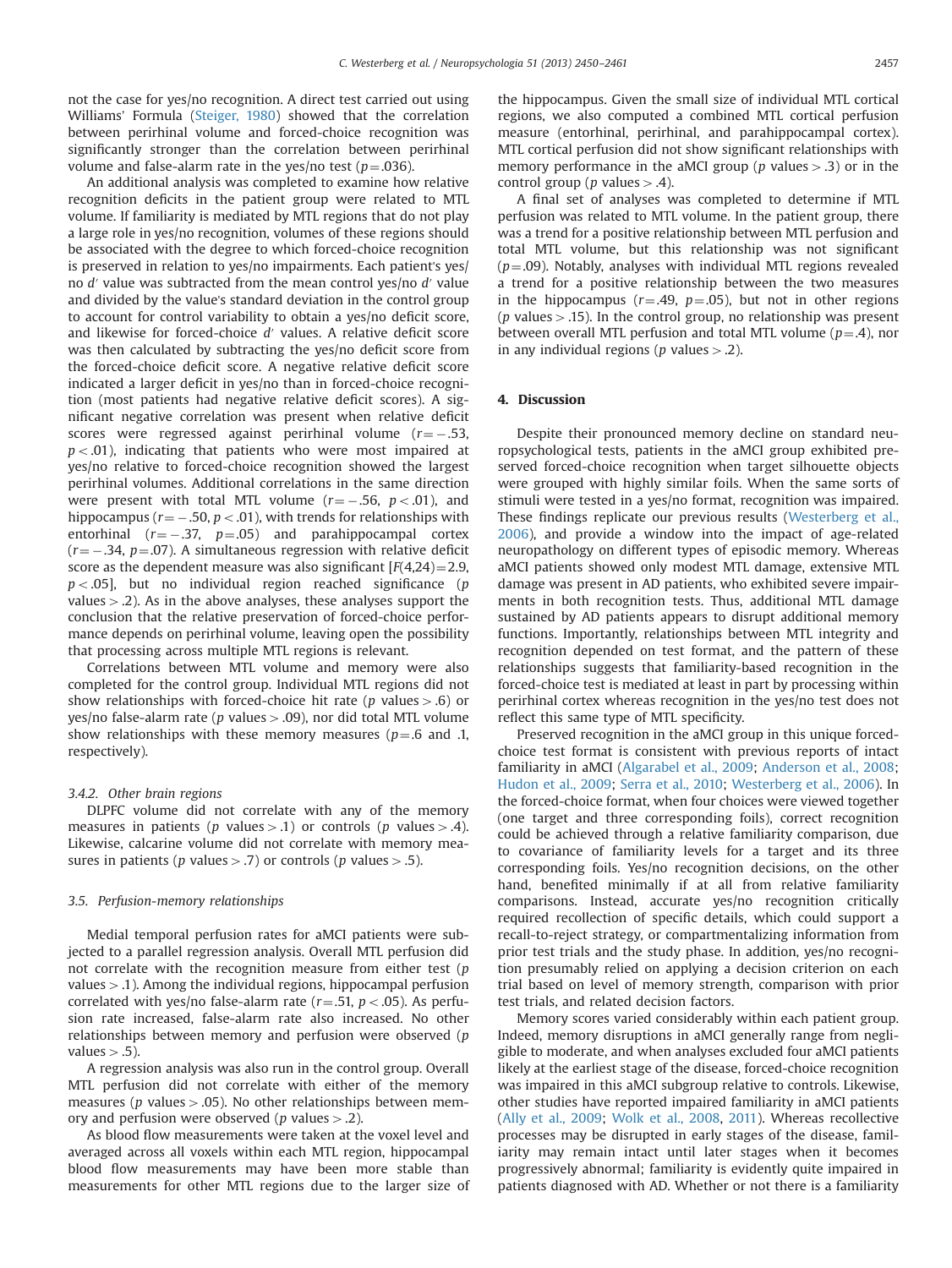not the case for yes/no recognition. A direct test carried out using Williams' Formula (Steiger, 1980) showed that the correlation between perirhinal volume and forced-choice recognition was significantly stronger than the correlation between perirhinal volume and false-alarm rate in the yes/no test ($p = .036$).

An additional analysis was completed to examine how relative recognition deficits in the patient group were related to MTL volume. If familiarity is mediated by MTL regions that do not play a large role in yes/no recognition, volumes of these regions should be associated with the degree to which forced-choice recognition is preserved in relation to yes/no impairments. Each patient's yes/no $d'$ value was subtracted from the mean control yes/no $d'$ value and divided by the value's standard deviation in the control group to account for control variability to obtain a yes/no deficit score, and likewise for forced-choice $d'$ values. A relative deficit score was then calculated by subtracting the yes/no deficit score from the forced-choice deficit score. A negative relative deficit score indicated a larger deficit in yes/no than in forced-choice recognition (most patients had negative relative deficit scores). A significant negative correlation was present when relative deficit scores were regressed against perirhinal volume ($r = -.53$, $p < .01$), indicating that patients who were most impaired at yes/no relative to forced-choice recognition showed the largest perirhinal volumes. Additional correlations in the same direction were present with total MTL volume ($r = -.56$, $p < .01$), and hippocampus ($r = -.50$, $p < .01$), with trends for relationships with entorhinal ($r = -.37$, $p = .05$) and parahippocampal cortex ($r = -.34$, $p = .07$). A simultaneous regression with relative deficit score as the dependent measure was also significant [$F(4,24) = 2.9$, $p < .05$], but no individual region reached significance ($p$ values $> .2$). As in the above analyses, these analyses support the conclusion that the relative preservation of forced-choice performance depends on perirhinal volume, leaving open the possibility that processing across multiple MTL regions is relevant.

Correlations between MTL volume and memory were also completed for the control group. Individual MTL regions did not show relationships with forced-choice hit rate ($p$ values $> .6$) or yes/no false-alarm rate ($p$ values $> .09$), nor did total MTL volume show relationships with these memory measures ($p = .6$ and .1, respectively).

#### 3.4.2. Other brain regions

DLPFC volume did not correlate with any of the memory measures in patients ($p$ values $> .1$) or controls ($p$ values $> .4$). Likewise, calcarine volume did not correlate with memory measures in patients ($p$ values $> .7$) or controls ($p$ values $> .5$).

### 3.5. Perfusion-memory relationships

Medial temporal perfusion rates for aMCI patients were subjected to a parallel regression analysis. Overall MTL perfusion did not correlate with the recognition measure from either test ($p$ values $> .1$). Among the individual regions, hippocampal perfusion correlated with yes/no false-alarm rate ($r = .51$, $p < .05$). As perfusion rate increased, false-alarm rate also increased. No other relationships between memory and perfusion were observed ($p$ values $> .5$).

A regression analysis was also run in the control group. Overall MTL perfusion did not correlate with either of the memory measures ($p$ values $> .05$). No other relationships between memory and perfusion were observed ($p$ values $> .2$).

As blood flow measurements were taken at the voxel level and averaged across all voxels within each MTL region, hippocampal blood flow measurements may have been more stable than measurements for other MTL regions due to the larger size of the hippocampus. Given the small size of individual MTL cortical regions, we also computed a combined MTL cortical perfusion measure (entorhinal, perirhinal, and parahippocampal cortex). MTL cortical perfusion did not show significant relationships with memory performance in the aMCI group ($p$ values $> .3$) or in the control group ($p$ values $> .4$).

A final set of analyses was completed to determine if MTL perfusion was related to MTL volume. In the patient group, there was a trend for a positive relationship between MTL perfusion and total MTL volume, but this relationship was not significant ($p = .09$). Notably, analyses with individual MTL regions revealed a trend for a positive relationship between the two measures in the hippocampus ($r = .49$, $p = .05$), but not in other regions ($p$ values $> .15$). In the control group, no relationship was present between overall MTL perfusion and total MTL volume ($p = .4$), nor in any individual regions ($p$ values $> .2$).

## 4. Discussion

Despite their pronounced memory decline on standard neuropsychological tests, patients in the aMCI group exhibited preserved forced-choice recognition when target silhouette objects were grouped with highly similar foils. When the same sorts of stimuli were tested in a yes/no format, recognition was impaired. These findings replicate our previous results (Westerberg et al., 2006), and provide a window into the impact of age-related neuropathology on different types of episodic memory. Whereas aMCI patients showed only modest MTL damage, extensive MTL damage was present in AD patients, who exhibited severe impairments in both recognition tests. Thus, additional MTL damage sustained by AD patients appears to disrupt additional memory functions. Importantly, relationships between MTL integrity and recognition depended on test format, and the pattern of these relationships suggest that familiarity-based recognition in the forced-choice test is mediated at least in part by processing within perirhinal cortex whereas recognition in the yes/no test does not reflect this same type of MTL specificity.

Preserved recognition in the aMCI group in this unique forced-choice test format is consistent with previous reports of intact familiarity in aMCI (Algarabel et al., 2009; Anderson et al., 2008; Hudon et al., 2009; Serra et al., 2010; Westerberg et al., 2006). In the forced-choice format, when four choices were viewed together (one target and three corresponding foils), correct recognition could be achieved through a relative familiarity comparison, due to covariance of familiarity levels for a target and its three corresponding foils. Yes/no recognition decisions, on the other hand, benefited minimally if at all from relative familiarity comparisons. Instead, accurate yes/no recognition critically required recollection of specific details, which could support a recall-to-reject strategy, or compartmentalizing information from prior test trials and the study phase. In addition, yes/no recognition presumably relied on applying a decision criterion on each trial based on level of memory strength, comparison with prior test trials, and related decision factors.

Memory scores varied considerably within each patient group. Indeed, memory disruptions in aMCI generally range from negligible to moderate, and when analyses excluded four aMCI patients likely at the earliest stage of the disease, forced-choice recognition was impaired in this aMCI subgroup relative to controls. Likewise, other studies have reported impaired familiarity in aMCI patients (Ally et al., 2009; Wolk et al., 2008, 2011). Whereas recollective processes may be disrupted in early stages of the disease, familiarity may remain intact until later stages when it becomes progressively abnormal; familiarity is evidently quite impaired in patients diagnosed with AD. Whether or not there is a familiarity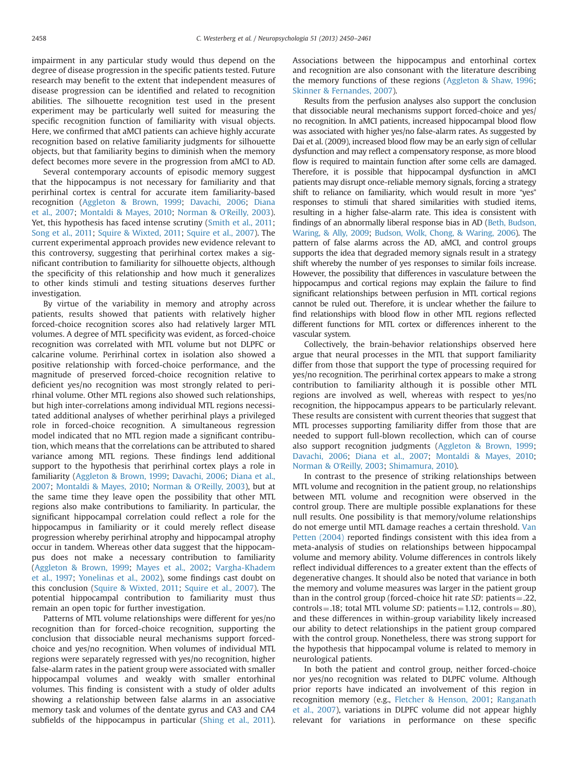impairment in any particular study would thus depend on the degree of disease progression in the specific patients tested. Future research may benefit to the extent that independent measures of disease progression can be identified and related to recognition abilities. The silhouette recognition test used in the present experiment may be particularly well suited for measuring the specific recognition function of familiarity with visual objects. Here, we confirmed that aMCI patients can achieve highly accurate recognition based on relative familiarity judgments for silhouette objects, but that familiarity begins to diminish when the memory defect becomes more severe in the progression from aMCI to AD.

Several contemporary accounts of episodic memory suggest that the hippocampus is not necessary for familiarity and that perirhinal cortex is central for accurate item familiarity-based recognition (Aggleton & Brown, 1999; Davachi, 2006; Diana et al., 2007; Montaldi & Mayes, 2010; Norman & O'Reilly, 2003). Yet, this hypothesis has faced intense scrutiny (Smith et al., 2011; Song et al., 2011; Squire & Wixted, 2011; Squire et al., 2007). The current experimental approach provides new evidence relevant to this controversy, suggesting that perirhinal cortex makes a significant contribution to familiarity for silhouette objects, although the specificity of this relationship and how much it generalizes to other kinds stimuli and testing situations deserves further investigation.

By virtue of the variability in memory and atrophy across patients, results showed that patients with relatively higher forced-choice recognition scores also had relatively larger MTL volumes. A degree of MTL specificity was evident, as forced-choice recognition was correlated with MTL volume but not DLPFC or calcarine volume. Perirhinal cortex in isolation also showed a positive relationship with forced-choice performance, and the magnitude of preserved forced-choice recognition relative to deficient yes/no recognition was most strongly related to perirhinal volume. Other MTL regions also showed such relationships, but high inter-correlations among individual MTL regions necessitated additional analyses of whether perirhinal plays a privileged role in forced-choice recognition. A simultaneous regression model indicated that no MTL region made a significant contribution, which means that the correlations can be attributed to shared variance among MTL regions. These findings lend additional support to the hypothesis that perirhinal cortex plays a role in familiarity (Aggleton & Brown, 1999; Davachi, 2006; Diana et al., 2007; Montaldi & Mayes, 2010; Norman & O'Reilly, 2003), but at the same time they leave open the possibility that other MTL regions also make contributions to familiarity. In particular, the significant hippocampal correlation could reflect a role for the hippocampus in familiarity or it could merely reflect disease progression whereby perirhinal atrophy and hippocampal atrophy occur in tandem. Whereas other data suggest that the hippocampus does not make a necessary contribution to familiarity (Aggleton & Brown, 1999; Mayes et al., 2002; Vargha-Khadem et al., 1997; Yonelinas et al., 2002), some findings cast doubt on this conclusion (Squire & Wixted, 2011; Squire et al., 2007). The potential hippocampal contribution to familiarity must thus remain an open topic for further investigation.

Patterns of MTL volume relationships were different for yes/no recognition than for forced-choice recognition, supporting the conclusion that dissociable neural mechanisms support forced-choice and yes/no recognition. When volumes of individual MTL regions were separately regressed with yes/no recognition, higher false-alarm rates in the patient group were associated with smaller hippocampal volumes and weakly with smaller entorhinal volumes. This finding is consistent with a study of older adults showing a relationship between false alarms in an associative memory task and volumes of the dentate gyrus and CA3 and CA4 subfields of the hippocampus in particular (Shing et al., 2011). Associations between the hippocampus and entorhinal cortex and recognition are also consonant with the literature describing the memory functions of these regions (Aggleton & Shaw, 1996; Skinner & Fernandes, 2007).

Results from the perfusion analyses also support the conclusion that dissociable neural mechanisms support forced-choice and yes/no recognition. In aMCI patients, increased hippocampal blood flow was associated with higher yes/no false-alarm rates. As suggested by Dai et al. (2009), increased blood flow may be an early sign of cellular dysfunction and may reflect a compensatory response, as more blood flow is required to maintain function after some cells are damaged. Therefore, it is possible that hippocampal dysfunction in aMCI patients may disrupt once-reliable memory signals, forcing a strategy shift to reliance on familiarity, which would result in more "yes" responses to stimuli that shared similarities with studied items, resulting in a higher false-alarm rate. This idea is consistent with findings of an abnormally liberal response bias in AD (Beth, Budson, Waring, & Ally, 2009; Budson, Wolk, Chong, & Waring, 2006). The pattern of false alarms across the AD, aMCI, and control groups supports the idea that degraded memory signals result in a strategy shift whereby the number of yes responses to similar foils increase. However, the possibility that differences in vasculature between the hippocampus and cortical regions may explain the failure to find significant relationships between perfusion in MTL cortical regions cannot be ruled out. Therefore, it is unclear whether the failure to find relationships with blood flow in other MTL regions reflected different functions for MTL cortex or differences inherent to the vascular system.

Collectively, the brain-behavior relationships observed here argue that neural processes in the MTL that support familiarity differ from those that support the type of processing required for yes/no recognition. The perirhinal cortex appears to make a strong contribution to familiarity although it is possible other MTL regions are involved as well, whereas with respect to yes/no recognition, the hippocampus appears to be particularly relevant. These results are consistent with current theories that suggest that MTL processes supporting familiarity differ from those that are needed to support full-blown recollection, which can of course also support recognition judgments (Aggleton & Brown, 1999; Davachi, 2006; Diana et al., 2007; Montaldi & Mayes, 2010; Norman & O'Reilly, 2003; Shimamura, 2010).

In contrast to the presence of striking relationships between MTL volume and recognition in the patient group, no relationships between MTL volume and recognition were observed in the control group. There are multiple possible explanations for these null results. One possibility is that memory/volume relationships do not emerge until MTL damage reaches a certain threshold. Van Petten (2004) reported findings consistent with this idea from a meta-analysis of studies on relationships between hippocampal volume and memory ability. Volume differences in controls likely reflect individual differences to a greater extent than the effects of degenerative changes. It should also be noted that variance in both the memory and volume measures was larger in the patient group than in the control group (forced-choice hit rate *SD*: patients = .22, controls = .18; total MTL volume *SD*: patients = 1.12, controls = .80), and these differences in within-group variability likely increased our ability to detect relationships in the patient group compared with the control group. Nonetheless, there was strong support for the hypothesis that hippocampal volume is related to memory in neurological patients.

In both the patient and control group, neither forced-choice nor yes/no recognition was related to DLPFC volume. Although prior reports have indicated an involvement of this region in recognition memory (e.g., Fletcher & Henson, 2001; Ranganath et al., 2007), variations in DLPFC volume did not appear highly relevant for variations in performance on these specific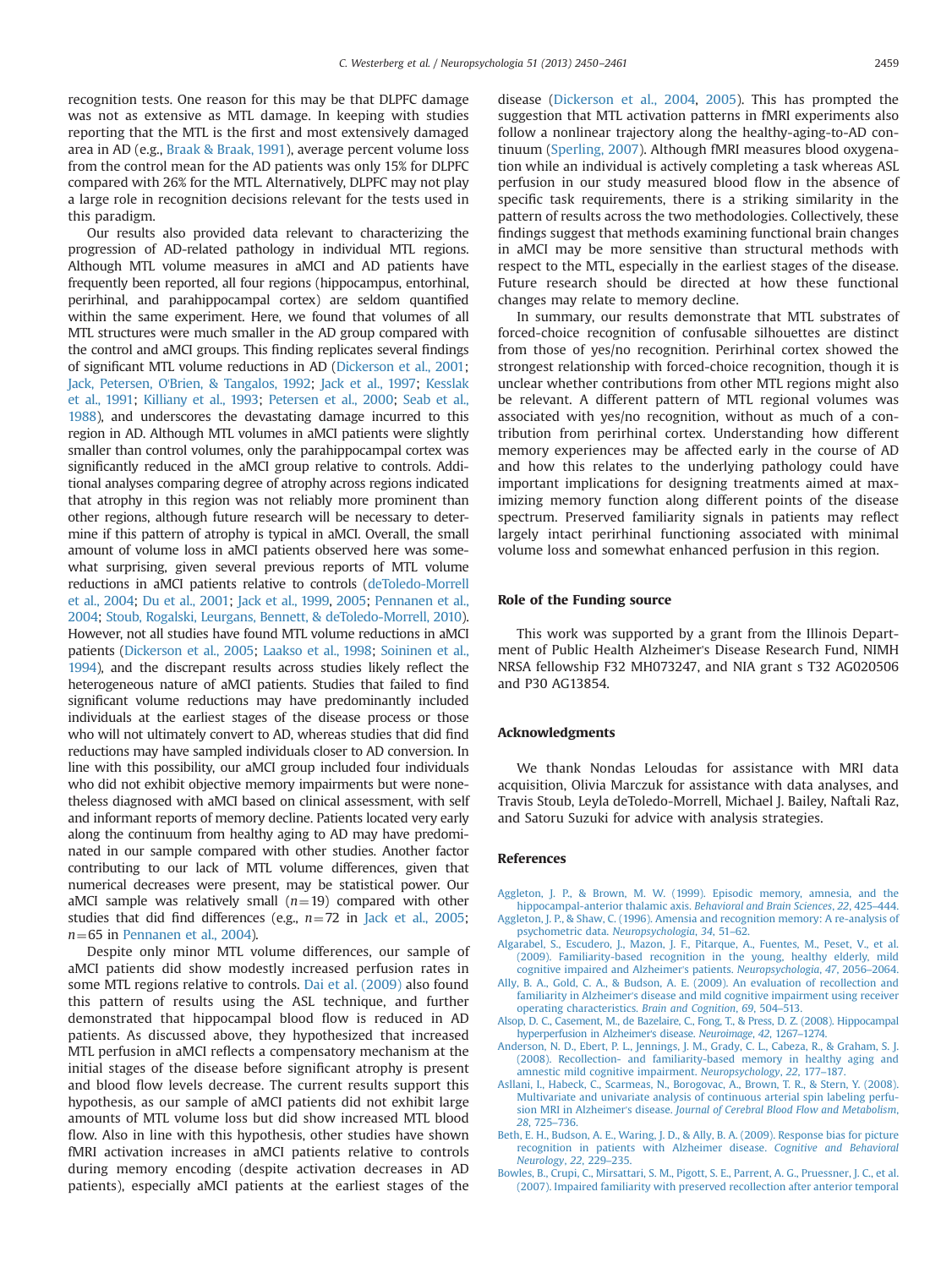recognition tests. One reason for this may be that DLPFC damage was not as extensive as MTL damage. In keeping with studies reporting that the MTL is the first and most extensively damaged area in AD (e.g., Braak & Braak, 1991), average percent volume loss from the control mean for the AD patients was only 15% for DLPFC compared with 26% for the MTL. Alternatively, DLPFC may not play a large role in recognition decisions relevant for the tests used in this paradigm.

Our results also provided data relevant to characterizing the progression of AD-related pathology in individual MTL regions. Although MTL volume measures in aMCI and AD patients have frequently been reported, all four regions (hippocampus, entorhinal, perirhinal, and parahippocampal cortex) are seldom quantified within the same experiment. Here, we found that volumes of all MTL structures were much smaller in the AD group compared with the control and aMCI groups. This finding replicates several findings of significant MTL volume reductions in AD (Dickerson et al., 2001; Jack, Petersen, O'Brien, & Tangalos, 1992; Jack et al., 1997; Kesslak et al., 1991; Killiany et al., 1993; Petersen et al., 2000; Seab et al., 1988), and underscores the devastating damage incurred to this region in AD. Although MTL volumes in aMCI patients were slightly smaller than control volumes, only the parahippocampal cortex was significantly reduced in the aMCI group relative to controls. Additional analyses comparing degree of atrophy across regions indicated that atrophy in this region was not reliably more prominent than other regions, although future research will be necessary to determine if this pattern of atrophy is typical in aMCI. Overall, the small amount of volume loss in aMCI patients observed here was somewhat surprising, given several previous reports of MTL volume reductions in aMCI patients relative to controls (deToledo-Morrell et al., 2004; Du et al., 2001; Jack et al., 1999, 2005; Pennanen et al., 2004; Stoub, Rogalski, Leurgans, Bennett, & deToledo-Morrell, 2010). However, not all studies have found MTL volume reductions in aMCI patients (Dickerson et al., 2005; Laakso et al., 1998; Soininen et al., 1994), and the discrepant results across studies likely reflect the heterogeneous nature of aMCI patients. Studies that failed to find significant volume reductions may have predominantly included individuals at the earliest stages of the disease process or those who will not ultimately convert to AD, whereas studies that did find reductions may have sampled individuals closer to AD conversion. In line with this possibility, our aMCI group included four individuals who did not exhibit objective memory impairments but were nonetheless diagnosed with aMCI based on clinical assessment, with self and informant reports of memory decline. Patients located very early along the continuum from healthy aging to AD may have predominated in our sample compared with other studies. Another factor contributing to our lack of MTL volume differences, given that numerical decreases were present, may be statistical power. Our aMCI sample was relatively small ($n=19$) compared with other studies that did find differences (e.g., $n=72$ in Jack et al., 2005; $n=65$ in Pennanen et al., 2004).

Despite only minor MTL volume differences, our sample of aMCI patients did show modestly increased perfusion rates in some MTL regions relative to controls. Dai et al. (2009) also found this pattern of results using the ASL technique, and further demonstrated that hippocampal blood flow is reduced in AD patients. As discussed above, they hypothesized that increased MTL perfusion in aMCI reflects a compensatory mechanism at the initial stages of the disease before significant atrophy is present and blood flow levels decrease. The current results support this hypothesis, as our sample of aMCI patients did not exhibit large amounts of MTL volume loss but did show increased MTL blood flow. Also in line with this hypothesis, other studies have shown fMRI activation increases in aMCI patients relative to controls during memory encoding (despite activation decreases in AD patients), especially aMCI patients at the earliest stages of the disease (Dickerson et al., 2004, 2005). This has prompted the suggestion that MTL activation patterns in fMRI experiments also follow a nonlinear trajectory along the healthy-aging-to-AD continuum (Sperling, 2007). Although fMRI measures blood oxygenation while an individual is actively completing a task whereas ASL perfusion in our study measured blood flow in the absence of specific task requirements, there is a striking similarity in the pattern of results across the two methodologies. Collectively, these findings suggest that methods examining functional brain changes in aMCI may be more sensitive than structural methods with respect to the MTL, especially in the earliest stages of the disease. Future research should be directed at how these functional changes may relate to memory decline.

In summary, our results demonstrate that MTL substrates of forced-choice recognition of confusable silhouettes are distinct from those of yes/no recognition. Perirhinal cortex showed the strongest relationship with forced-choice recognition, though it is unclear whether contributions from other MTL regions might also be relevant. A different pattern of MTL regional volumes was associated with yes/no recognition, without as much of a contribution from perirhinal cortex. Understanding how different memory experiences may be affected early in the course of AD and how this relates to the underlying pathology could have important implications for designing treatments aimed at maximizing memory function along different points of the disease spectrum. Preserved familiarity signals in patients may reflect largely intact perirhinal functioning associated with minimal volume loss and somewhat enhanced perfusion in this region.

## Role of the Funding source

This work was supported by a grant from the Illinois Department of Public Health Alzheimer's Disease Research Fund, NIMH NRSA fellowship F32 MH073247, and NIA grant s T32 AG020506 and P30 AG13854.

## Acknowledgments

We thank Nondas Leloudas for assistance with MRI data acquisition, Olivia Marczuk for assistance with data analyses, and Travis Stoub, Leyla deToledo-Morrell, Michael J. Bailey, Naftali Raz, and Satoru Suzuki for advice with analysis strategies.

## References

Aggleton, J. P., & Brown, M. W. (1999). Episodic memory, amnesia, and the hippocampal-anterior thalamic axis. *Behavioral and Brain Sciences*, *22*, 425–444.

Aggleton, J. P., & Shaw, C. (1996). Amensia and recognition memory: A re-analysis of psychometric data. *Neuropsychologia*, *34*, 51–62.

Algarabel, S., Escudero, J., Mazon, J. F., Pitarque, A., Fuentes, M., Peset, V., et al. (2009). Familiarity-based recognition in the young, healthy elderly, mild cognitive impaired and Alzheimer's patients. *Neuropsychologia*, *47*, 2056–2064.

Ally, B. A., Gold, C. A., & Budson, A. E. (2009). An evaluation of recollection and familiarity in Alzheimer's disease and mild cognitive impairment using receiver operating characteristics. *Brain and Cognition*, *69*, 504–513.

Alsop, D. C., Casement, M., de Bazelaire, C., Fong, T., & Press, D. Z. (2008). Hippocampal hyperperfusion in Alzheimer's disease. *Neuroimage*, *42*, 1267–1274.

Anderson, N. D., Ebert, P. L., Jennings, J. M., Grady, C. L., Cabeza, R., & Graham, S. J. (2008). Recollection- and familiarity-based memory in healthy aging and amnestic mild cognitive impairment. *Neuropsychology*, *22*, 177–187.

Asllani, I., Habeck, C., Scarmeas, N., Borogovac, A., Brown, T. R., & Stern, Y. (2008). Multivariate and univariate analysis of continuous arterial spin labeling perfusion MRI in Alzheimer's disease. *Journal of Cerebral Blood Flow and Metabolism*, *28*, 725–736.

Beth, E. H., Budson, A. E., Waring, J. D., & Ally, B. A. (2009). Response bias for picture recognition in patients with Alzheimer disease. *Cognitive and Behavioral Neurology*, *22*, 229–235.

Bowles, B., Crupi, C., Mirsattari, S. M., Pigott, S. E., Parrent, A. G., Pruessner, J. C., et al. (2007). Impaired familiarity with preserved recollection after anterior temporal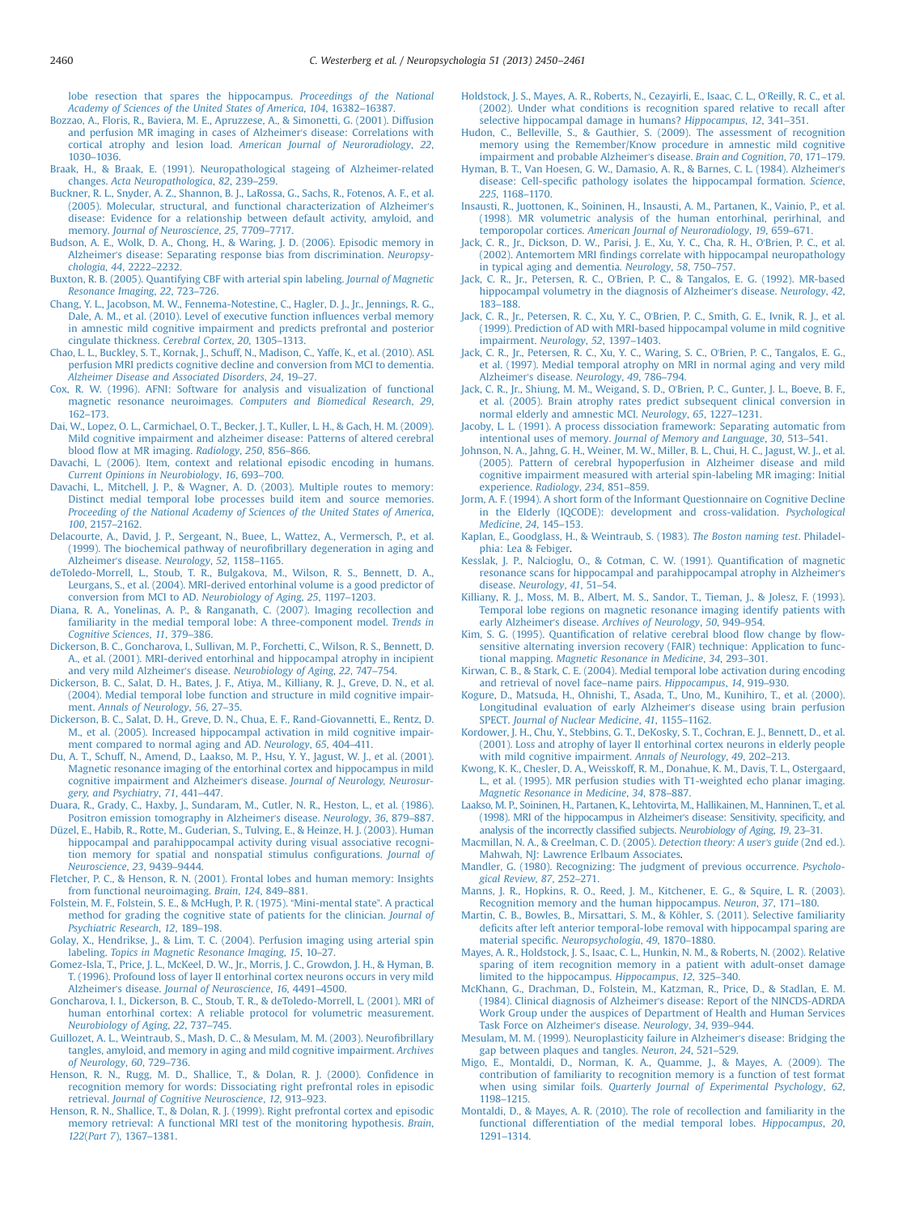lobe resection that spares the hippocampus. *Proceedings of the National Academy of Sciences of the United States of America*, *104*, 16382–16387.

Bozzao, A., Floris, R., Baviera, M. E., Apruzzese, A., & Simonetti, G. (2001). Diffusion and perfusion MR imaging in cases of Alzheimer's disease: Correlations with cortical atrophy and lesion load. *American Journal of Neuroradiology*, *22*, 1030–1036.

Braak, H., & Braak, E. (1991). Neuropathological stageing of Alzheimer-related changes. *Acta Neuropathologica*, *82*, 239–259.

Buckner, R. L., Snyder, A. Z., Shannon, B. J., LaRossa, G., Sachs, R., Fotenos, A. F., et al. (2005). Molecular, structural, and functional characterization of Alzheimer's disease: Evidence for a relationship between default activity, amyloid, and memory. *Journal of Neuroscience*, *25*, 7709–7717.

Budson, A. E., Wolk, D. A., Chong, H., & Waring, J. D. (2006). Episodic memory in Alzheimer's disease: Separating response bias from discrimination. *Neuropsychologia*, *44*, 2222–2232.

Buxton, R. B. (2005). Quantifying CBF with arterial spin labeling. *Journal of Magnetic Resonance Imaging*, *22*, 723–726.

Chang, Y. L., Jacobson, M. W., Fennema-Notestine, C., Hagler, D. J., Jr., Jennings, R. G., Dale, A. M., et al. (2010). Level of executive function influences verbal memory in amnestic mild cognitive impairment and predicts prefrontal and posterior cingulate thickness. *Cerebral Cortex*, *20*, 1305–1313.

Chao, L. L., Buckley, S. T., Kornak, J., Schuff, N., Madison, C., Yaffe, K., et al. (2010). ASL perfusion MRI predicts cognitive decline and conversion from MCI to dementia. *Alzheimer Disease and Associated Disorders*, *24*, 19–27.

Cox, R. W. (1996). AFNI: Software for analysis and visualization of functional magnetic resonance neuroimages. *Computers and Biomedical Research*, *29*, 162–173.

Dai, W., Lopez, O. L., Carmichael, O. T., Becker, J. T., Kuller, L. H., & Gach, H. M. (2009). Mild cognitive impairment and alzheimer disease: Patterns of altered cerebral blood flow at MR imaging. *Radiology*, *250*, 856–866.

Davachi, L. (2006). Item, context and relational episodic encoding in humans. *Current Opinions in Neurobiology*, *16*, 693–700.

Davachi, L., Mitchell, J. P., & Wagner, A. D. (2003). Multiple routes to memory: Distinct medial temporal lobe processes build item and source memories. *Proceeding of the National Academy of Sciences of the United States of America*, *100*, 2157–2162.

Delacourte, A., David, J. P., Sergeant, N., Buee, L., Wattez, A., Vermersch, P., et al. (1999). The biochemical pathway of neurofibrillary degeneration in aging and Alzheimer's disease. *Neurology*, *52*, 1158–1165.

deToledo-Morrell, L., Stoub, T. R., Bulgakova, M., Wilson, R. S., Bennett, D. A., Leurgans, S., et al. (2004). MRI-derived entorhinal volume is a good predictor of conversion from MCI to AD. *Neurobiology of Aging*, *25*, 1197–1203.

Diana, R. A., Yonelinas, A. P., & Ranganath, C. (2007). Imaging recollection and familiarity in the medial temporal lobe: A three-component model. *Trends in Cognitive Sciences*, *11*, 379–386.

Dickerson, B. C., Goncharova, I., Sullivan, M. P., Forchetti, C., Wilson, R. S., Bennett, D. A., et al. (2001). MRI-derived entorhinal and hippocampal atrophy in incipient and very mild Alzheimer's disease. *Neurobiology of Aging*, *22*, 747–754.

Dickerson, B. C., Salat, D. H., Bates, J. F., Atiya, M., Killiany, R. J., Greve, D. N., et al. (2004). Medial temporal lobe function and structure in mild cognitive impairment. *Annals of Neurology*, *56*, 27–35.

Dickerson, B. C., Salat, D. H., Greve, D. N., Chua, E. F., Rand-Giovannetti, E., Rentz, D. M., et al. (2005). Increased hippocampal activation in mild cognitive impairment compared to normal aging and AD. *Neurology*, *65*, 404–411.

Du, A. T., Schuff, N., Amend, D., Laakso, M. P., Hsu, Y. Y., Jagust, W. J., et al. (2001). Magnetic resonance imaging of the entorhinal cortex and hippocampus in mild cognitive impairment and Alzheimer's disease. *Journal of Neurology, Neurosurgery, and Psychiatry*, *71*, 441–447.

Duara, R., Grady, C., Haxby, J., Sundaram, M., Cutler, N. R., Heston, L., et al. (1986). Positron emission tomography in Alzheimer's disease. *Neurology*, *36*, 879–887.

Düzel, E., Habib, R., Rotte, M., Guderian, S., Tulving, E., & Heinze, H. J. (2003). Human hippocampal and parahippocampal activity during visual associative recognition memory for spatial and nonspatial stimulus configurations. *Journal of Neuroscience*, *23*, 9439–9444.

Fletcher, P. C., & Henson, R. N. (2001). Frontal lobes and human memory: Insights from functional neuroimaging. *Brain*, *124*, 849–881.

Folstein, M. F., Folstein, S. E., & McHugh, P. R. (1975). "Mini-mental state". A practical method for grading the cognitive state of patients for the clinician. *Journal of Psychiatric Research*, *12*, 189–198.

Golay, X., Hendrikse, J., & Lim, T. C. (2004). Perfusion imaging using arterial spin labeling. *Topics in Magnetic Resonance Imaging*, *15*, 10–27.

Gomez-Isla, T., Price, J. L., McKeel, D. W., Jr., Morris, J. C., Growdon, J. H., & Hyman, B. T. (1996). Profound loss of layer II entorhinal cortex neurons occurs in very mild Alzheimer's disease. *Journal of Neuroscience*, *16*, 4491–4500.

Goncharova, I. I., Dickerson, B. C., Stoub, T. R., & deToledo-Morrell, L. (2001). MRI of human entorhinal cortex: A reliable protocol for volumetric measurement. *Neurobiology of Aging*, *22*, 737–745.

Guillozet, A. L., Weintraub, S., Mash, D. C., & Mesulam, M. M. (2003). Neurofibrillary tangles, amyloid, and memory in aging and mild cognitive impairment. *Archives of Neurology*, *60*, 729–736.

Henson, R. N., Rugg, M. D., Shallice, T., & Dolan, R. J. (2000). Confidence in recognition memory for words: Dissociating right prefrontal roles in episodic retrieval. *Journal of Cognitive Neuroscience*, *12*, 913–923.

Henson, R. N., Shallice, T., & Dolan, R. J. (1999). Right prefrontal cortex and episodic memory retrieval: A functional MRI test of the monitoring hypothesis. *Brain*, *122*(*Part 7*), 1367–1381.

Holdstock, J. S., Mayes, A. R., Roberts, N., Cezayirli, E., Isaac, C. L., O'Reilly, R. C., et al. (2002). Under what conditions is recognition spared relative to recall after selective hippocampal damage in humans? *Hippocampus*, *12*, 341–351.

Hudon, C., Belleville, S., & Gauthier, S. (2009). The assessment of recognition memory using the Remember/Know procedure in amnestic mild cognitive impairment and probable Alzheimer's disease. *Brain and Cognition*, *70*, 171–179.

Hyman, B. T., Van Hoesen, G. W., Damasio, A. R., & Barnes, C. L. (1984). Alzheimer's disease: Cell-specific pathology isolates the hippocampal formation. *Science*, *225*, 1168–1170.

Insausti, R., Juottonen, K., Soininen, H., Insausti, A. M., Partanen, K., Vainio, P., et al. (1998). MR volumetric analysis of the human entorhinal, perirhinal, and temporopolar cortices. *American Journal of Neuroradiology*, *19*, 659–671.

Jack, C. R., Jr., Dickson, D. W., Parisi, J. E., Xu, Y. C., Cha, R. H., O'Brien, P. C., et al. (2002). Antemortem MRI findings correlate with hippocampal neuropathology in typical aging and dementia. *Neurology*, *58*, 750–757.

Jack, C. R., Jr., Petersen, R. C., O'Brien, P. C., & Tangalos, E. G. (1992). MR-based hippocampal volumetry in the diagnosis of Alzheimer's disease. *Neurology*, *42*, 183–188.

Jack, C. R., Jr., Petersen, R. C., Xu, Y. C., O'Brien, P. C., Smith, G. E., Ivnik, R. J., et al. (1999). Prediction of AD with MRI-based hippocampal volume in mild cognitive impairment. *Neurology*, *52*, 1397–1403.

Jack, C. R., Jr., Petersen, R. C., Xu, Y. C., Waring, S. C., O'Brien, P. C., Tangalos, E. G., et al. (1997). Medial temporal atrophy on MRI in normal aging and very mild Alzheimer's disease. *Neurology*, *49*, 786–794.

Jack, C. R., Jr., Shiung, M. M., Weigand, S. D., O'Brien, P. C., Gunter, J. L., Boeve, B. F., et al. (2005). Brain atrophy rates predict subsequent clinical conversion in normal elderly and amnestic MCI. *Neurology*, *65*, 1227–1231.

Jacoby, L. L. (1991). A process dissociation framework: Separating automatic from intentional uses of memory. *Journal of Memory and Language*, *30*, 513–541.

Johnson, N. A., Jahng, G. H., Weiner, M. W., Miller, B. L., Chui, H. C., Jagust, W. J., et al. (2005). Pattern of cerebral hypoperfusion in Alzheimer disease and mild cognitive impairment measured with arterial spin-labeling MR imaging: Initial experience. *Radiology*, *234*, 851–859.

Jorm, A. F. (1994). A short form of the Informant Questionnaire on Cognitive Decline in the Elderly (IQCODE): development and cross-validation. *Psychological Medicine*, *24*, 145–153.

Kaplan, E., Goodglass, H., & Weintraub, S. (1983). *The Boston naming test*. Philadelphia: Lea & Febiger.

Kesslak, J. P., Nalcioglu, O., & Cotman, C. W. (1991). Quantification of magnetic resonance scans for hippocampal and parahippocampal atrophy in Alzheimer's disease. *Neurology*, *41*, 51–54.

Killiany, R. J., Moss, M. B., Albert, M. S., Sandor, T., Tieman, J., & Jolesz, F. (1993). Temporal lobe regions on magnetic resonance imaging identify patients with early Alzheimer's disease. *Archives of Neurology*, *50*, 949–954.

Kim, S. G. (1995). Quantification of relative cerebral blood flow change by flow-sensitive alternating inversion recovery (FAIR) technique: Application to functional mapping. *Magnetic Resonance in Medicine*, *34*, 293–301.

Kirwan, C. B., & Stark, C. E. (2004). Medial temporal lobe activation during encoding and retrieval of novel face–name pairs. *Hippocampus*, *14*, 919–930.

Kogure, D., Matsuda, H., Ohnishi, T., Asada, T., Uno, M., Kunihiro, T., et al. (2000). Longitudinal evaluation of early Alzheimer's disease using brain perfusion SPECT. *Journal of Nuclear Medicine*, *41*, 1155–1162.

Kordower, J. H., Chu, Y., Stebbins, G. T., DeKosky, S. T., Cochran, E. J., Bennett, D., et al. (2001). Loss and atrophy of layer II entorhinal cortex neurons in elderly people with mild cognitive impairment. *Annals of Neurology*, *49*, 202–213.

Kwong, K. K., Chesler, D. A., Weisskoff, R. M., Donahue, K. M., Davis, T. L., Ostergaard, L., et al. (1995). MR perfusion studies with T1-weighted echo planar imaging. *Magnetic Resonance in Medicine*, *34*, 878–887.

Laakso, M. P., Soininen, H., Partanen, K., Lehtovirta, M., Hallikainen, M., Hanninen, T., et al. (1998). MRI of the hippocampus in Alzheimer's disease: Sensitivity, specificity, and analysis of the incorrectly classified subjects. *Neurobiology of Aging*, *19*, 23–31.

Macmillan, N. A., & Creelman, C. D. (2005). *Detection theory: A user's guide* (2nd ed.). Mahwah, NJ: Lawrence Erlbaum Associates.

Mandler, G. (1980). Recognizing: The judgment of previous occurrence. *Psychological Review*, *87*, 252–271.

Manns, J. R., Hopkins, R. O., Reed, J. M., Kitchener, E. G., & Squire, L. R. (2003). Recognition memory and the human hippocampus. *Neuron*, *37*, 171–180.

Martin, C. B., Bowles, B., Mirsattari, S. M., & Köhler, S. (2011). Selective familiarity deficits after left anterior temporal-lobe removal with hippocampal sparing are material specific. *Neuropsychologia*, *49*, 1870–1880.

Mayes, A. R., Holdstock, J. S., Isaac, C. L., Hunkin, N. M., & Roberts, N. (2002). Relative sparing of item recognition memory in a patient with adult-onset damage limited to the hippocampus. *Hippocampus*, *12*, 325–340.

McKhann, G., Drachman, D., Folstein, M., Katzman, R., Price, D., & Stadlan, E. M. (1984). Clinical diagnosis of Alzheimer's disease: Report of the NINCDS-ADRDA Work Group under the auspices of Department of Health and Human Services Task Force on Alzheimer's disease. *Neurology*, *34*, 939–944.

Mesulam, M. M. (1999). Neuroplasticity failure in Alzheimer's disease: Bridging the gap between plaques and tangles. *Neuron*, *24*, 521–529.

Migo, E., Montaldi, D., Norman, K. A., Quamme, J., & Mayes, A. (2009). The contribution of familiarity to recognition memory is a function of test format when using similar foils. *Quarterly Journal of Experimental Psychology*, *62*, 1198–1215.

Montaldi, D., & Mayes, A. R. (2010). The role of recollection and familiarity in the functional differentiation of the medial temporal lobes. *Hippocampus*, *20*, 1291–1314.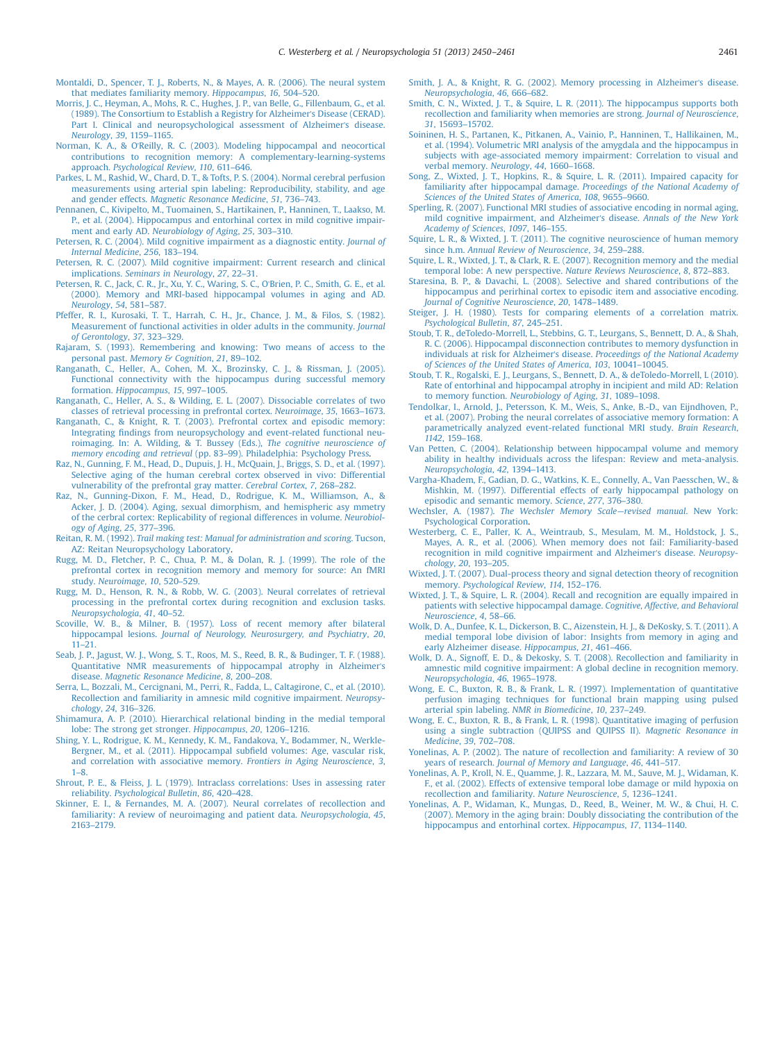Montaldi, D., Spencer, T. J., Roberts, N., & Mayes, A. R. (2006). The neural system that mediates familiarity memory. *Hippocampus*, *16*, 504–520.

Morris, J. C., Heyman, A., Mohs, R. C., Hughes, J. P., van Belle, G., Fillenbaum, G., et al. (1989). The Consortium to Establish a Registry for Alzheimer's Disease (CERAD). Part I. Clinical and neuropsychological assessment of Alzheimer's disease. *Neurology*, *39*, 1159–1165.

Norman, K. A., & O'Reilly, R. C. (2003). Modeling hippocampal and neocortical contributions to recognition memory: A complementary-learning-systems approach. *Psychological Review*, *110*, 611–646.

Parkes, L. M., Rashid, W., Chard, D. T., & Tofts, P. S. (2004). Normal cerebral perfusion measurements using arterial spin labeling: Reproducibility, stability, and age and gender effects. *Magnetic Resonance Medicine*, *51*, 736–743.

Pennanen, C., Kivipelto, M., Tuomainen, S., Hartikainen, P., Hanninen, T., Laakso, M. P., et al. (2004). Hippocampus and entorhinal cortex in mild cognitive impairment and early AD. *Neurobiology of Aging*, *25*, 303–310.

Petersen, R. C. (2004). Mild cognitive impairment as a diagnostic entity. *Journal of Internal Medicine*, *256*, 183–194.

Petersen, R. C. (2007). Mild cognitive impairment: Current research and clinical implications. *Seminars in Neurology*, *27*, 22–31.

Petersen, R. C., Jack, C. R., Jr., Xu, Y. C., Waring, S. C., O'Brien, P. C., Smith, G. E., et al. (2000). Memory and MRI-based hippocampal volumes in aging and AD. *Neurology*, *54*, 581–587.

Pfeffer, R. I., Kurosaki, T. T., Harrah, C. H., Jr., Chance, J. M., & Filos, S. (1982). Measurement of functional activities in older adults in the community. *Journal of Gerontology*, *37*, 323–329.

Rajaram, S. (1993). Remembering and knowing: Two means of access to the personal past. *Memory & Cognition*, *21*, 89–102.

Ranganath, C., Heller, A., Cohen, M. X., Brozinsky, C. J., & Rissman, J. (2005). Functional connectivity with the hippocampus during successful memory formation. *Hippocampus*, *15*, 997–1005.

Ranganath, C., Heller, A. S., & Wilding, E. L. (2007). Dissociable correlates of two classes of retrieval processing in prefrontal cortex. *Neuroimage*, *35*, 1663–1673.

Ranganath, C., & Knight, R. T. (2003). Prefrontal cortex and episodic memory: Integrating findings from neuropsychology and event-related functional neuroimaging. In: A. Wilding, & T. Bussey (Eds.), *The cognitive neuroscience of memory encoding and retrieval* (pp. 83–99). Philadelphia: Psychology Press.

Raz, N., Gunning, F. M., Head, D., Dupuis, J. H., McQuain, J., Briggs, S. D., et al. (1997). Selective aging of the human cerebral cortex observed in vivo: Differential vulnerability of the prefrontal gray matter. *Cerebral Cortex*, *7*, 268–282.

Raz, N., Gunning-Dixon, F. M., Head, D., Rodrigue, K. M., Williamson, A., & Acker, J. D. (2004). Aging, sexual dimorphism, and hemispheric asy mmetry of the cerbral cortex: Replicability of regional differences in volume. *Neurobiology of Aging*, *25*, 377–396.

Reitan, R. M. (1992). *Trail making test: Manual for administration and scoring*. Tucson, AZ: Reitan Neuropsychology Laboratory.

Rugg, M. D., Fletcher, P. C., Chua, P. M., & Dolan, R. J. (1999). The role of the prefrontal cortex in recognition memory and memory for source: An fMRI study. *Neuroimage*, *10*, 520–529.

Rugg, M. D., Henson, R. N., & Robb, W. G. (2003). Neural correlates of retrieval processing in the prefrontal cortex during recognition and exclusion tasks. *Neuropsychologia*, *41*, 40–52.

Scoville, W. B., & Milner, B. (1957). Loss of recent memory after bilateral hippocampal lesions. *Journal of Neurology, Neurosurgery, and Psychiatry*, *20*, 11–21.

Seab, J. P., Jagust, W. J., Wong, S. T., Roos, M. S., Reed, B. R., & Budinger, T. F. (1988). Quantitative NMR measurements of hippocampal atrophy in Alzheimer's disease. *Magnetic Resonance Medicine*, *8*, 200–208.

Serra, L., Bozzali, M., Cercignani, M., Perri, R., Fadda, L., Caltagirone, C., et al. (2010). Recollection and familiarity in amnesic mild cognitive impairment. *Neuropsychology*, *24*, 316–326.

Shimamura, A. P. (2010). Hierarchical relational binding in the medial temporal lobe: The strong get stronger. *Hippocampus*, *20*, 1206–1216.

Shing, Y. L., Rodrigue, K. M., Kennedy, K. M., Fandakova, Y., Bodammer, N., Werkle-Bergner, M., et al. (2011). Hippocampal subfield volumes: Age, vascular risk, and correlation with associative memory. *Frontiers in Aging Neuroscience*, *3*, 1–8.

Shrout, P. E., & Fleiss, J. L. (1979). Intraclass correlations: Uses in assessing rater reliability. *Psychological Bulletin*, *86*, 420–428.

Skinner, E. I., & Fernandes, M. A. (2007). Neural correlates of recollection and familiarity: A review of neuroimaging and patient data. *Neuropsychologia*, *45*, 2163–2179.

Smith, J. A., & Knight, R. G. (2002). Memory processing in Alzheimer's disease. *Neuropsychologia*, *46*, 666–682.

Smith, C. N., Wixted, J. T., & Squire, L. R. (2011). The hippocampus supports both recollection and familiarity when memories are strong. *Journal of Neuroscience*, *31*, 15693–15702.

Soininen, H. S., Partanen, K., Pitkanen, A., Vainio, P., Hanninen, T., Hallikainen, M., et al. (1994). Volumetric MRI analysis of the amygdala and the hippocampus in subjects with age-associated memory impairment: Correlation to visual and verbal memory. *Neurology*, *44*, 1660–1668.

Song, Z., Wixted, J. T., Hopkins, R., & Squire, L. R. (2011). Impaired capacity for familiarity after hippocampal damage. *Proceedings of the National Academy of Sciences of the United States of America*, *108*, 9655–9660.

Sperling, R. (2007). Functional MRI studies of associative encoding in normal aging, mild cognitive impairment, and Alzheimer's disease. *Annals of the New York Academy of Sciences*, *1097*, 146–155.

Squire, L. R., & Wixted, J. T. (2011). The cognitive neuroscience of human memory since h.m. *Annual Review of Neuroscience*, *34*, 259–288.

Squire, L. R., Wixted, J. T., & Clark, R. E. (2007). Recognition memory and the medial temporal lobe: A new perspective. *Nature Reviews Neuroscience*, *8*, 872–883.

Staresina, B. P., & Davachi, L. (2008). Selective and shared contributions of the hippocampus and perirhinal cortex to episodic item and associative encoding. *Journal of Cognitive Neuroscience*, *20*, 1478–1489.

Steiger, J. H. (1980). Tests for comparing elements of a correlation matrix. *Psychological Bulletin*, *87*, 245–251.

Stoub, T. R., deToledo-Morrell, L., Stebbins, G. T., Leurgans, S., Bennett, D. A., & Shah, R. C. (2006). Hippocampal disconnection contributes to memory dysfunction in individuals at risk for Alzheimer's disease. *Proceedings of the National Academy of Sciences of the United States of America*, *103*, 10041–10045.

Stoub, T. R., Rogalski, E. J., Leurgans, S., Bennett, D. A., & deToledo-Morrell, L (2010). Rate of entorhinal and hippocampal atrophy in incipient and mild AD: Relation to memory function. *Neurobiology of Aging*, *31*, 1089–1098.

Tendolkar, I., Arnold, J., Petersson, K. M., Weis, S., Anke, B.-D., van Eijndhoven, P., et al. (2007). Probing the neural correlates of associative memory formation: A parametrically analyzed event-related functional MRI study. *Brain Research*, *1142*, 159–168.

Van Petten, C. (2004). Relationship between hippocampal volume and memory ability in healthy individuals across the lifespan: Review and meta-analysis. *Neuropsychologia*, *42*, 1394–1413.

Vargha-Khadem, F., Gadian, D. G., Watkins, K. E., Connelly, A., Van Paesschen, W., & Mishkin, M. (1997). Differential effects of early hippocampal pathology on episodic and semantic memory. *Science*, *277*, 376–380.

Wechsler, A. (1987). *The Wechsler Memory Scale—revised manual*. New York: Psychological Corporation.

Westerberg, C. E., Paller, K. A., Weintraub, S., Mesulam, M. M., Holdstock, J. S., Mayes, A. R., et al. (2006). When memory does not fail: Familiarity-based recognition in mild cognitive impairment and Alzheimer's disease. *Neuropsychology*, *20*, 193–205.

Wixted, J. T. (2007). Dual-process theory and signal detection theory of recognition memory. *Psychological Review*, *114*, 152–176.

Wixted, J. T., & Squire, L. R. (2004). Recall and recognition are equally impaired in patients with selective hippocampal damage. *Cognitive, Affective, and Behavioral Neuroscience*, *4*, 58–66.

Wolk, D. A., Dunfee, K. L., Dickerson, B. C., Aizenstein, H. J., & DeKosky, S. T. (2011). A medial temporal lobe division of labor: Insights from memory in aging and early Alzheimer disease. *Hippocampus*, *21*, 461–466.

Wolk, D. A., Signoff, E. D., & Dekosky, S. T. (2008). Recollection and familiarity in amnestic mild cognitive impairment: A global decline in recognition memory. *Neuropsychologia*, *46*, 1965–1978.

Wong, E. C., Buxton, R. B., & Frank, L. R. (1997). Implementation of quantitative perfusion imaging techniques for functional brain mapping using pulsed arterial spin labeling. *NMR in Biomedicine*, *10*, 237–249.

Wong, E. C., Buxton, R. B., & Frank, L. R. (1998). Quantitative imaging of perfusion using a single subtraction (QUIPSS and QUIPSS II). *Magnetic Resonance in Medicine*, *39*, 702–708.

Yonelinas, A. P. (2002). The nature of recollection and familiarity: A review of 30 years of research. *Journal of Memory and Language*, *46*, 441–517.

Yonelinas, A. P., Kroll, N. E., Quamme, J. R., Lazzara, M. M., Sauve, M. J., Widaman, K. F., et al. (2002). Effects of extensive temporal lobe damage or mild hypoxia on recollection and familiarity. *Nature Neuroscience*, *5*, 1236–1241.

Yonelinas, A. P., Widaman, K., Mungas, D., Reed, B., Weiner, M. W., & Chui, H. C. (2007). Memory in the aging brain: Doubly dissociating the contribution of the hippocampus and entorhinal cortex. *Hippocampus*, *17*, 1134–1140.